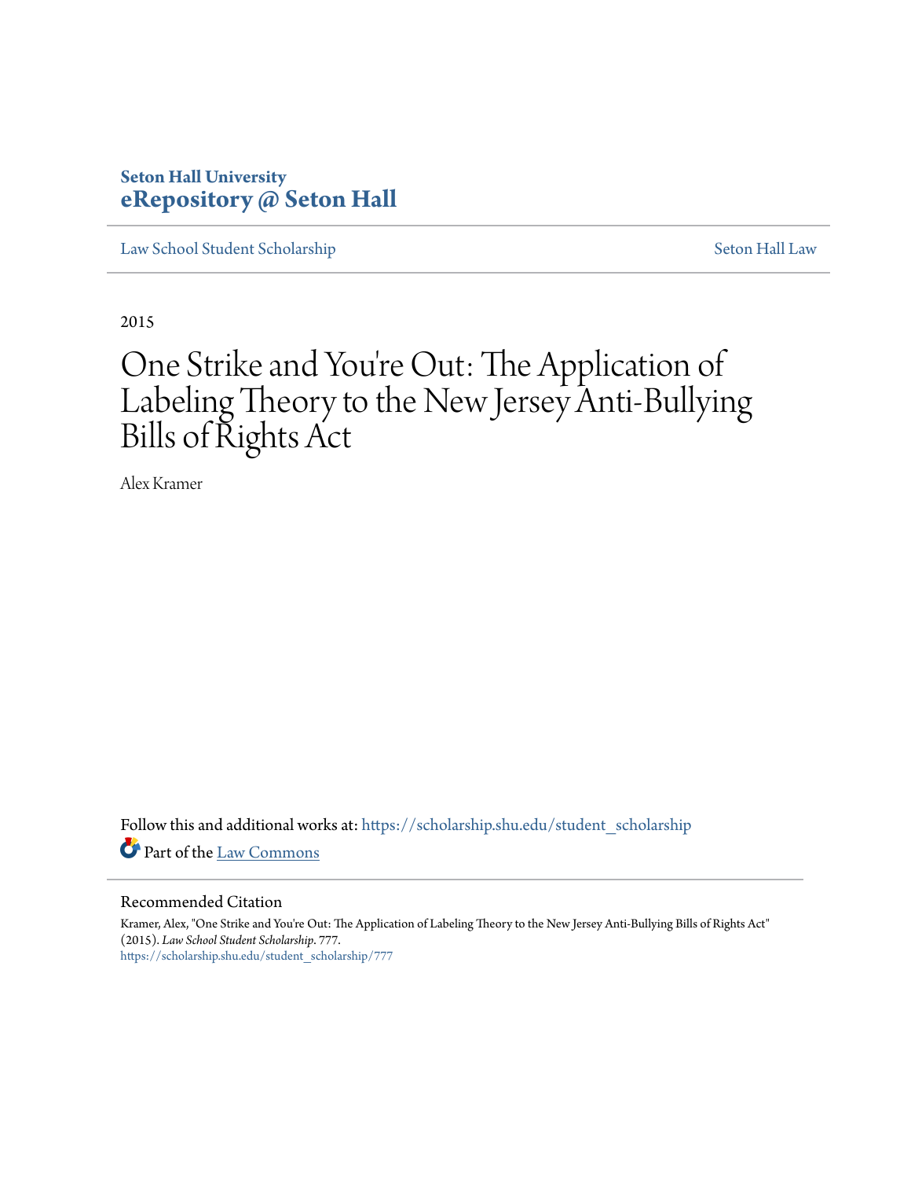Seton Hall University
**eRepository @ Seton Hall**

Law School Student Scholarship | Seton Hall Law

2015

# One Strike and You're Out: The Application of Labeling Theory to the New Jersey Anti-Bullying Bills of Rights Act

Alex Kramer

Follow this and additional works at: https://scholarship.shu.edu/student_scholarship

Part of the Law Commons

## Recommended Citation

Kramer, Alex, "One Strike and You're Out: The Application of Labeling Theory to the New Jersey Anti-Bullying Bills of Rights Act" (2015). *Law School Student Scholarship*. 777.
https://scholarship.shu.edu/student_scholarship/777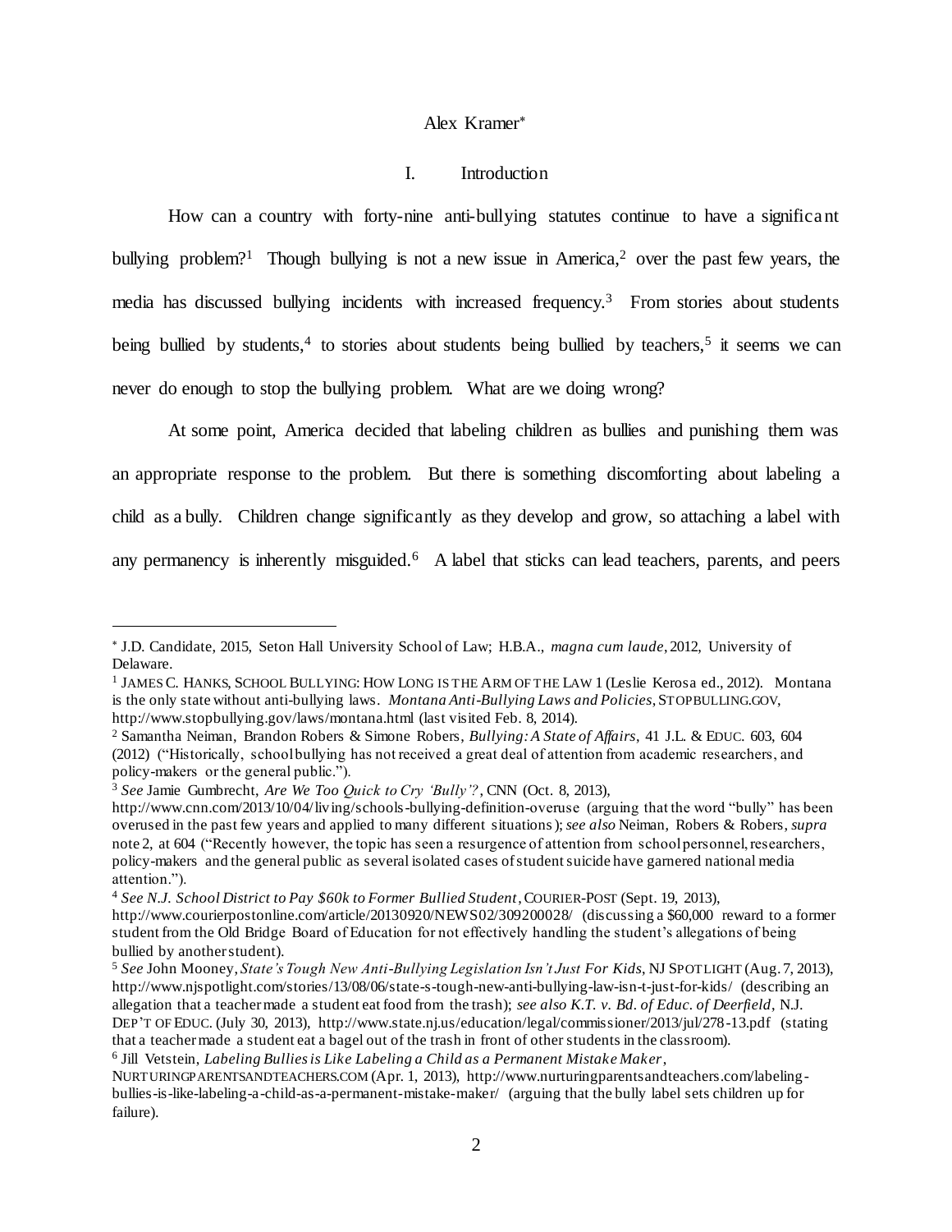Alex Kramer[*]

## I. Introduction

How can a country with forty-nine anti-bullying statutes continue to have a significant bullying problem?[1] Though bullying is not a new issue in America,[2] over the past few years, the media has discussed bullying incidents with increased frequency.[3] From stories about students being bullied by students,[4] to stories about students being bullied by teachers,[5] it seems we can never do enough to stop the bullying problem. What are we doing wrong?

At some point, America decided that labeling children as bullies and punishing them was an appropriate response to the problem. But there is something discomforting about labeling a child as a bully. Children change significantly as they develop and grow, so attaching a label with any permanency is inherently misguided.[6] A label that sticks can lead teachers, parents, and peers

---

[*] J.D. Candidate, 2015, Seton Hall University School of Law; H.B.A., *magna cum laude*, 2012, University of Delaware.

[1] JAMES C. HANKS, SCHOOL BULLYING: HOW LONG IS THE ARM OF THE LAW 1 (Leslie Kerosa ed., 2012). Montana is the only state without anti-bullying laws. *Montana Anti-Bullying Laws and Policies*, STOPBULLING.GOV, http://www.stopbullying.gov/laws/montana.html (last visited Feb. 8, 2014).

[2] Samantha Neiman, Brandon Robers & Simone Robers, *Bullying: A State of Affairs*, 41 J.L. & EDUC. 603, 604 (2012) ("Historically, school bullying has not received a great deal of attention from academic researchers, and policy-makers or the general public.").

[3] *See* Jamie Gumbrecht, *Are We Too Quick to Cry 'Bully'?*, CNN (Oct. 8, 2013), http://www.cnn.com/2013/10/04/living/schools-bullying-definition-overuse (arguing that the word "bully" has been overused in the past few years and applied to many different situations); *see also* Neiman, Robers & Robers, *supra* note 2, at 604 ("Recently however, the topic has seen a resurgence of attention from school personnel, researchers, policy-makers and the general public as several isolated cases of student suicide have garnered national media attention.").

[4] *See N.J. School District to Pay $60k to Former Bullied Student*, COURIER-POST (Sept. 19, 2013), http://www.courierpostonline.com/article/20130920/NEWS02/309200028/ (discussing a $60,000 reward to a former student from the Old Bridge Board of Education for not effectively handling the student's allegations of being bullied by another student).

[5] *See* John Mooney, *State's Tough New Anti-Bullying Legislation Isn't Just For Kids*, NJ SPOTLIGHT (Aug. 7, 2013), http://www.njspotlight.com/stories/13/08/06/state-s-tough-new-anti-bullying-law-isn-t-just-for-kids/ (describing an allegation that a teacher made a student eat food from the trash); *see also K.T. v. Bd. of Educ. of Deerfield*, N.J. DEP'T OF EDUC. (July 30, 2013), http://www.state.nj.us/education/legal/commissioner/2013/jul/278-13.pdf (stating that a teacher made a student eat a bagel out of the trash in front of other students in the classroom).

[6] Jill Vetstein, *Labeling Bullies is Like Labeling a Child as a Permanent Mistake Maker*, NURTURINGPARENTSANDTEACHERS.COM (Apr. 1, 2013), http://www.nurturingparentsandteachers.com/labeling-bullies-is-like-labeling-a-child-as-a-permanent-mistake-maker/ (arguing that the bully label sets children up for failure).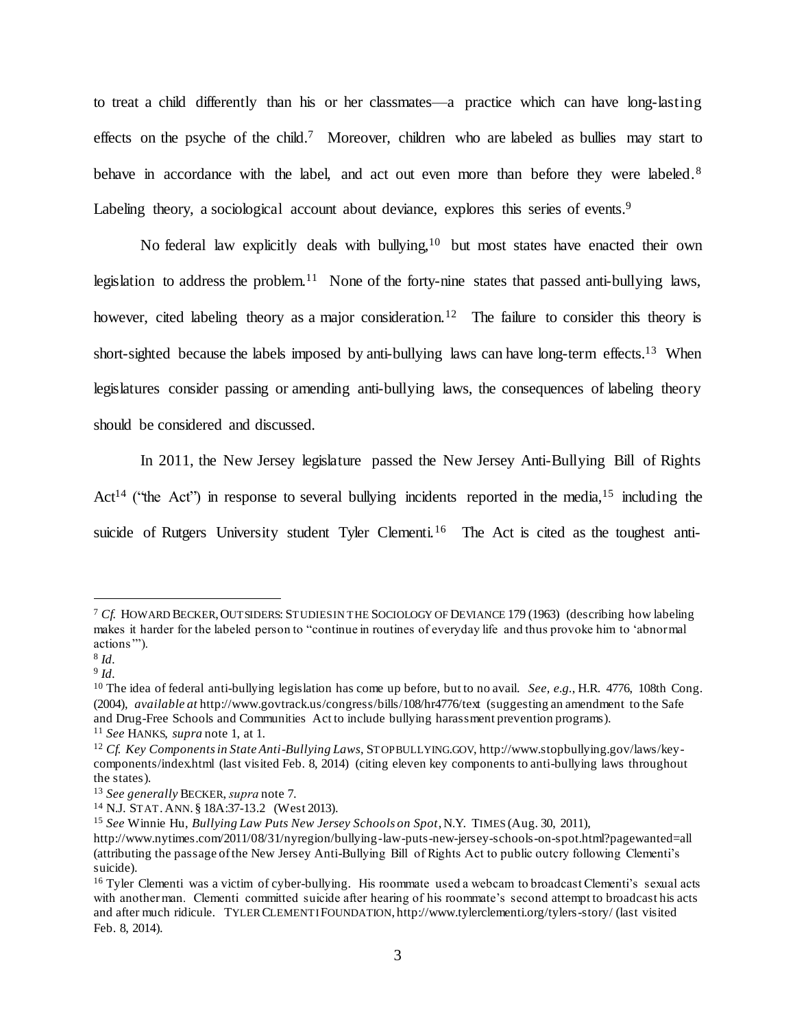to treat a child differently than his or her classmates—a practice which can have long-lasting effects on the psyche of the child.[7] Moreover, children who are labeled as bullies may start to behave in accordance with the label, and act out even more than before they were labeled.[8] Labeling theory, a sociological account about deviance, explores this series of events.[9]

No federal law explicitly deals with bullying,[10] but most states have enacted their own legislation to address the problem.[11] None of the forty-nine states that passed anti-bullying laws, however, cited labeling theory as a major consideration.[12] The failure to consider this theory is short-sighted because the labels imposed by anti-bullying laws can have long-term effects.[13] When legislatures consider passing or amending anti-bullying laws, the consequences of labeling theory should be considered and discussed.

In 2011, the New Jersey legislature passed the New Jersey Anti-Bullying Bill of Rights Act[14] ("the Act") in response to several bullying incidents reported in the media,[15] including the suicide of Rutgers University student Tyler Clementi.[16] The Act is cited as the toughest anti-

---

[7] *Cf.* HOWARD BECKER, OUTSIDERS: STUDIES IN THE SOCIOLOGY OF DEVIANCE 179 (1963) (describing how labeling makes it harder for the labeled person to "continue in routines of everyday life and thus provoke him to 'abnormal actions'").

[8] *Id.*

[9] *Id.*

[10] The idea of federal anti-bullying legislation has come up before, but to no avail. *See, e.g.*, H.R. 4776, 108th Cong. (2004), *available at* http://www.govtrack.us/congress/bills/108/hr4776/text (suggesting an amendment to the Safe and Drug-Free Schools and Communities Act to include bullying harassment prevention programs).

[11] *See* HANKS, *supra* note 1, at 1.

[12] *Cf. Key Components in State Anti-Bullying Laws*, STOPBULLYING.GOV, http://www.stopbullying.gov/laws/key-components/index.html (last visited Feb. 8, 2014) (citing eleven key components to anti-bullying laws throughout the states).

[13] *See generally* BECKER, *supra* note 7.

[14] N.J. STAT. ANN. § 18A:37-13.2 (West 2013).

[15] *See* Winnie Hu, *Bullying Law Puts New Jersey Schools on Spot*, N.Y. TIMES (Aug. 30, 2011), http://www.nytimes.com/2011/08/31/nyregion/bullying-law-puts-new-jersey-schools-on-spot.html?pagewanted=all (attributing the passage of the New Jersey Anti-Bullying Bill of Rights Act to public outcry following Clementi's suicide).

[16] Tyler Clementi was a victim of cyber-bullying. His roommate used a webcam to broadcast Clementi's sexual acts with another man. Clementi committed suicide after hearing of his roommate's second attempt to broadcast his acts and after much ridicule. TYLER CLEMENTI FOUNDATION, http://www.tylerclementi.org/tylers-story/ (last visited Feb. 8, 2014).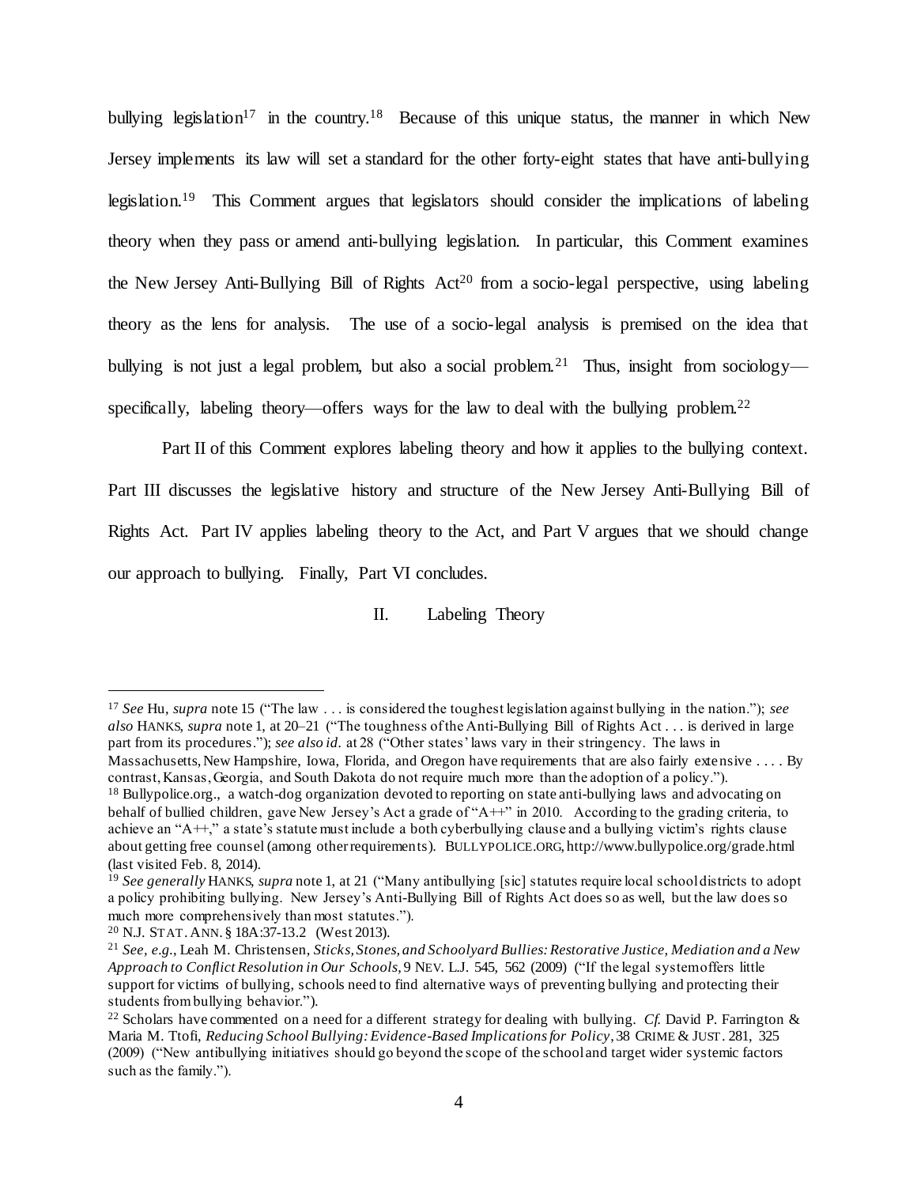bullying legislation[17] in the country.[18] Because of this unique status, the manner in which New Jersey implements its law will set a standard for the other forty-eight states that have anti-bullying legislation.[19] This Comment argues that legislators should consider the implications of labeling theory when they pass or amend anti-bullying legislation. In particular, this Comment examines the New Jersey Anti-Bullying Bill of Rights Act[20] from a socio-legal perspective, using labeling theory as the lens for analysis. The use of a socio-legal analysis is premised on the idea that bullying is not just a legal problem, but also a social problem.[21] Thus, insight from sociology—specifically, labeling theory—offers ways for the law to deal with the bullying problem.[22]

Part II of this Comment explores labeling theory and how it applies to the bullying context. Part III discusses the legislative history and structure of the New Jersey Anti-Bullying Bill of Rights Act. Part IV applies labeling theory to the Act, and Part V argues that we should change our approach to bullying. Finally, Part VI concludes.

## II. Labeling Theory

---

[17] *See* Hu, *supra* note 15 ("The law . . . is considered the toughest legislation against bullying in the nation."); *see also* HANKS, *supra* note 1, at 20–21 ("The toughness of the Anti-Bullying Bill of Rights Act . . . is derived in large part from its procedures."); *see also id.* at 28 ("Other states' laws vary in their stringency. The laws in Massachusetts, New Hampshire, Iowa, Florida, and Oregon have requirements that are also fairly extensive . . . . By contrast, Kansas, Georgia, and South Dakota do not require much more than the adoption of a policy.").

[18] Bullypolice.org., a watch-dog organization devoted to reporting on state anti-bullying laws and advocating on behalf of bullied children, gave New Jersey's Act a grade of "A++" in 2010. According to the grading criteria, to achieve an "A++," a state's statute must include a both cyberbullying clause and a bullying victim's rights clause about getting free counsel (among other requirements). BULLYPOLICE.ORG, http://www.bullypolice.org/grade.html (last visited Feb. 8, 2014).

[19] *See generally* HANKS, *supra* note 1, at 21 ("Many antibullying [sic] statutes require local school districts to adopt a policy prohibiting bullying. New Jersey's Anti-Bullying Bill of Rights Act does so as well, but the law does so much more comprehensively than most statutes.").

[20] N.J. STAT. ANN. § 18A:37-13.2 (West 2013).

[21] *See, e.g.*, Leah M. Christensen, *Sticks, Stones, and Schoolyard Bullies: Restorative Justice, Mediation and a New Approach to Conflict Resolution in Our Schools*, 9 NEV. L.J. 545, 562 (2009) ("If the legal system offers little support for victims of bullying, schools need to find alternative ways of preventing bullying and protecting their students from bullying behavior.").

[22] Scholars have commented on a need for a different strategy for dealing with bullying. *Cf.* David P. Farrington & Maria M. Ttofi, *Reducing School Bullying: Evidence-Based Implications for Policy*, 38 CRIME & JUST. 281, 325 (2009) ("New antibullying initiatives should go beyond the scope of the school and target wider systemic factors such as the family.").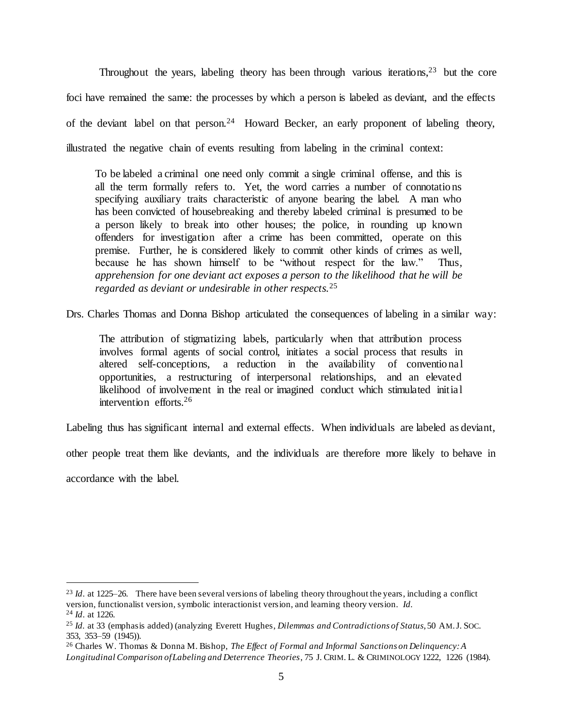Throughout the years, labeling theory has been through various iterations,[23] but the core foci have remained the same: the processes by which a person is labeled as deviant, and the effects of the deviant label on that person.[24] Howard Becker, an early proponent of labeling theory, illustrated the negative chain of events resulting from labeling in the criminal context:

> To be labeled a criminal one need only commit a single criminal offense, and this is all the term formally refers to. Yet, the word carries a number of connotations specifying auxiliary traits characteristic of anyone bearing the label. A man who has been convicted of housebreaking and thereby labeled criminal is presumed to be a person likely to break into other houses; the police, in rounding up known offenders for investigation after a crime has been committed, operate on this premise. Further, he is considered likely to commit other kinds of crimes as well, because he has shown himself to be "without respect for the law." Thus, *apprehension for one deviant act exposes a person to the likelihood that he will be regarded as deviant or undesirable in other respects.*[25]

Drs. Charles Thomas and Donna Bishop articulated the consequences of labeling in a similar way:

> The attribution of stigmatizing labels, particularly when that attribution process involves formal agents of social control, initiates a social process that results in altered self-conceptions, a reduction in the availability of conventional opportunities, a restructuring of interpersonal relationships, and an elevated likelihood of involvement in the real or imagined conduct which stimulated initial intervention efforts.[26]

Labeling thus has significant internal and external effects. When individuals are labeled as deviant, other people treat them like deviants, and the individuals are therefore more likely to behave in accordance with the label.

---

[23] *Id*. at 1225–26. There have been several versions of labeling theory throughout the years, including a conflict version, functionalist version, symbolic interactionist version, and learning theory version. *Id*.

[24] *Id*. at 1226.

[25] *Id*. at 33 (emphasis added) (analyzing Everett Hughes, *Dilemmas and Contradictions of Status*, 50 AM. J. SOC. 353, 353–59 (1945)).

[26] Charles W. Thomas & Donna M. Bishop, *The Effect of Formal and Informal Sanctions on Delinquency: A Longitudinal Comparison of Labeling and Deterrence Theories*, 75 J. CRIM. L. & CRIMINOLOGY 1222, 1226 (1984).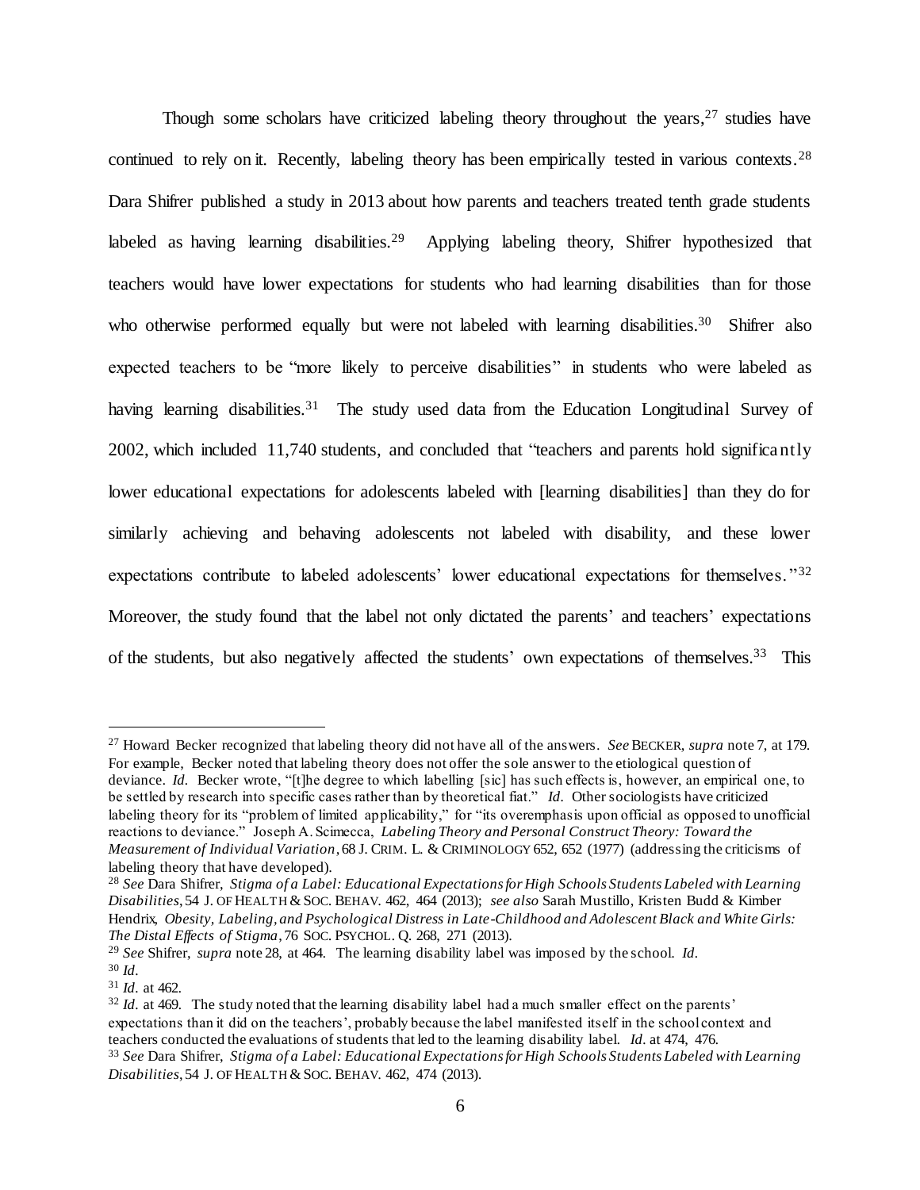Though some scholars have criticized labeling theory throughout the years,[27] studies have continued to rely on it. Recently, labeling theory has been empirically tested in various contexts.[28] Dara Shifrer published a study in 2013 about how parents and teachers treated tenth grade students labeled as having learning disabilities.[29] Applying labeling theory, Shifrer hypothesized that teachers would have lower expectations for students who had learning disabilities than for those who otherwise performed equally but were not labeled with learning disabilities.[30] Shifrer also expected teachers to be "more likely to perceive disabilities" in students who were labeled as having learning disabilities.[31] The study used data from the Education Longitudinal Survey of 2002, which included 11,740 students, and concluded that "teachers and parents hold significantly lower educational expectations for adolescents labeled with [learning disabilities] than they do for similarly achieving and behaving adolescents not labeled with disability, and these lower expectations contribute to labeled adolescents' lower educational expectations for themselves."[32] Moreover, the study found that the label not only dictated the parents' and teachers' expectations of the students, but also negatively affected the students' own expectations of themselves.[33] This

---

[27] Howard Becker recognized that labeling theory did not have all of the answers. *See* BECKER, *supra* note 7, at 179. For example, Becker noted that labeling theory does not offer the sole answer to the etiological question of deviance. *Id.* Becker wrote, "[t]he degree to which labelling [sic] has such effects is, however, an empirical one, to be settled by research into specific cases rather than by theoretical fiat." *Id.* Other sociologists have criticized labeling theory for its "problem of limited applicability," for "its overemphasis upon official as opposed to unofficial reactions to deviance." Joseph A. Scimecca, *Labeling Theory and Personal Construct Theory: Toward the Measurement of Individual Variation*, 68 J. CRIM. L. & CRIMINOLOGY 652, 652 (1977) (addressing the criticisms of labeling theory that have developed).

[28] *See* Dara Shifrer, *Stigma of a Label: Educational Expectations for High Schools Students Labeled with Learning Disabilities*, 54 J. OF HEALTH & SOC. BEHAV. 462, 464 (2013); *see also* Sarah Mustillo, Kristen Budd & Kimber Hendrix, *Obesity, Labeling, and Psychological Distress in Late-Childhood and Adolescent Black and White Girls: The Distal Effects of Stigma*, 76 SOC. PSYCHOL. Q. 268, 271 (2013).

[29] *See* Shifrer, *supra* note 28, at 464. The learning disability label was imposed by the school. *Id.*

[30] *Id.*

[31] *Id.* at 462.

[32] *Id.* at 469. The study noted that the learning disability label had a much smaller effect on the parents' expectations than it did on the teachers', probably because the label manifested itself in the school context and teachers conducted the evaluations of students that led to the learning disability label. *Id.* at 474, 476.

[33] *See* Dara Shifrer, *Stigma of a Label: Educational Expectations for High Schools Students Labeled with Learning Disabilities*, 54 J. OF HEALTH & SOC. BEHAV. 462, 474 (2013).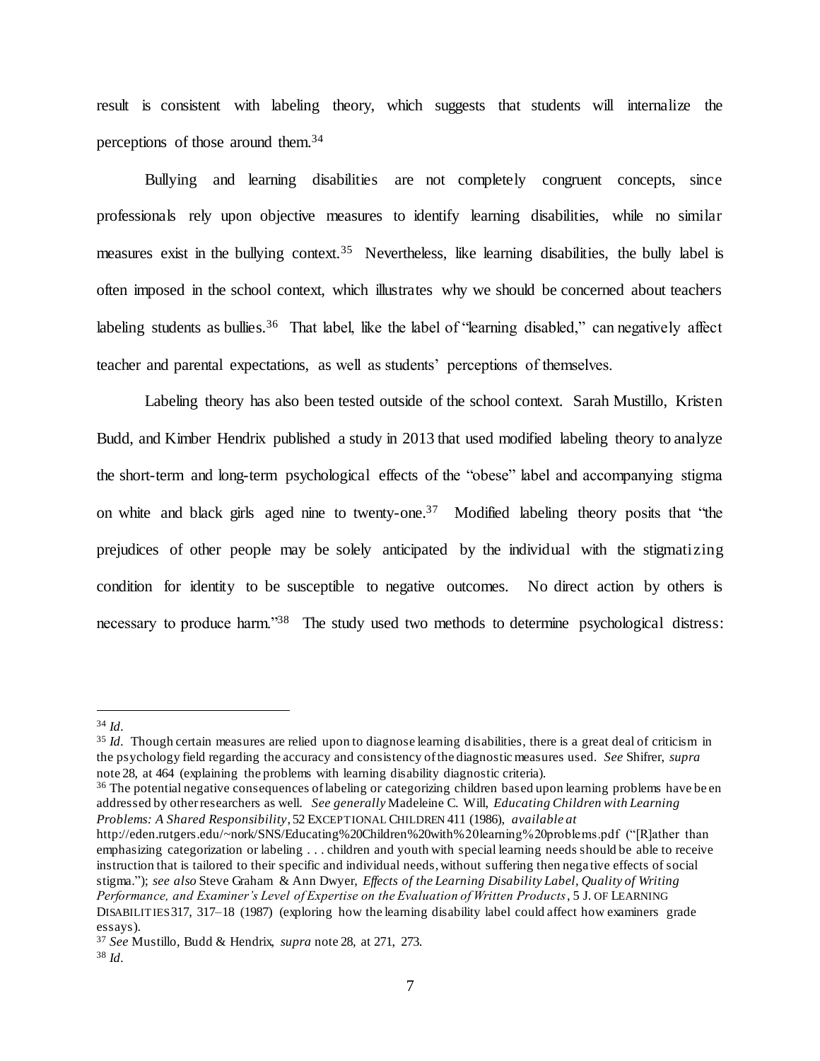result is consistent with labeling theory, which suggests that students will internalize the perceptions of those around them.[34]

Bullying and learning disabilities are not completely congruent concepts, since professionals rely upon objective measures to identify learning disabilities, while no similar measures exist in the bullying context.[35] Nevertheless, like learning disabilities, the bully label is often imposed in the school context, which illustrates why we should be concerned about teachers labeling students as bullies.[36] That label, like the label of "learning disabled," can negatively affect teacher and parental expectations, as well as students' perceptions of themselves.

Labeling theory has also been tested outside of the school context. Sarah Mustillo, Kristen Budd, and Kimber Hendrix published a study in 2013 that used modified labeling theory to analyze the short-term and long-term psychological effects of the "obese" label and accompanying stigma on white and black girls aged nine to twenty-one.[37] Modified labeling theory posits that "the prejudices of other people may be solely anticipated by the individual with the stigmatizing condition for identity to be susceptible to negative outcomes. No direct action by others is necessary to produce harm."[38] The study used two methods to determine psychological distress:

---

[34] *Id.*

[35] *Id.* Though certain measures are relied upon to diagnose learning disabilities, there is a great deal of criticism in the psychology field regarding the accuracy and consistency of the diagnostic measures used. *See* Shifrer, *supra* note 28, at 464 (explaining the problems with learning disability diagnostic criteria).

[36] The potential negative consequences of labeling or categorizing children based upon learning problems have been addressed by other researchers as well. *See generally* Madeleine C. Will, *Educating Children with Learning Problems: A Shared Responsibility*, 52 EXCEPTIONAL CHILDREN 411 (1986), *available at* http://eden.rutgers.edu/~nork/SNS/Educating%20Children%20with%20learning%20problems.pdf ("[R]ather than emphasizing categorization or labeling . . . children and youth with special learning needs should be able to receive instruction that is tailored to their specific and individual needs, without suffering then negative effects of social stigma."); *see also* Steve Graham & Ann Dwyer, *Effects of the Learning Disability Label, Quality of Writing Performance, and Examiner's Level of Expertise on the Evaluation of Written Products*, 5 J. OF LEARNING DISABILITIES 317, 317–18 (1987) (exploring how the learning disability label could affect how examiners grade essays).

[37] *See* Mustillo, Budd & Hendrix, *supra* note 28, at 271, 273.

[38] *Id.*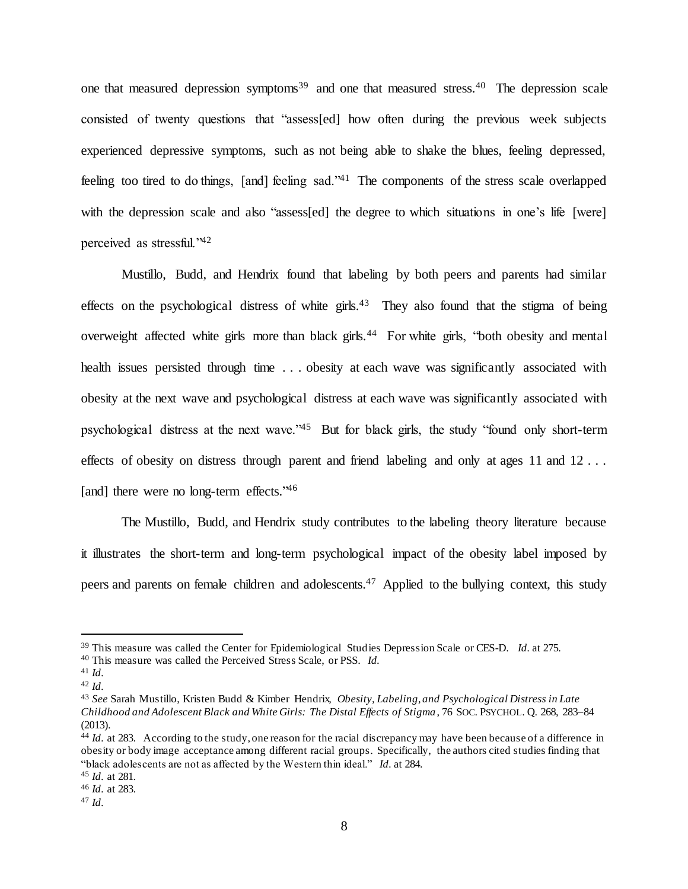one that measured depression symptoms[39] and one that measured stress.[40] The depression scale consisted of twenty questions that "assess[ed] how often during the previous week subjects experienced depressive symptoms, such as not being able to shake the blues, feeling depressed, feeling too tired to do things, [and] feeling sad."[41] The components of the stress scale overlapped with the depression scale and also "assess[ed] the degree to which situations in one's life [were] perceived as stressful."[42]

Mustillo, Budd, and Hendrix found that labeling by both peers and parents had similar effects on the psychological distress of white girls.[43] They also found that the stigma of being overweight affected white girls more than black girls.[44] For white girls, "both obesity and mental health issues persisted through time . . . obesity at each wave was significantly associated with obesity at the next wave and psychological distress at each wave was significantly associated with psychological distress at the next wave."[45] But for black girls, the study "found only short-term effects of obesity on distress through parent and friend labeling and only at ages 11 and 12 . . . [and] there were no long-term effects."[46]

The Mustillo, Budd, and Hendrix study contributes to the labeling theory literature because it illustrates the short-term and long-term psychological impact of the obesity label imposed by peers and parents on female children and adolescents.[47] Applied to the bullying context, this study

---

[39] This measure was called the Center for Epidemiological Studies Depression Scale or CES-D. *Id.* at 275.

[40] This measure was called the Perceived Stress Scale, or PSS. *Id.*

[41] *Id.*

[42] *Id.*

[43] *See* Sarah Mustillo, Kristen Budd & Kimber Hendrix, *Obesity, Labeling, and Psychological Distress in Late Childhood and Adolescent Black and White Girls: The Distal Effects of Stigma*, 76 SOC. PSYCHOL. Q. 268, 283–84 (2013).

[44] *Id.* at 283. According to the study, one reason for the racial discrepancy may have been because of a difference in obesity or body image acceptance among different racial groups. Specifically, the authors cited studies finding that "black adolescents are not as affected by the Western thin ideal." *Id.* at 284.

[45] *Id.* at 281.

[46] *Id.* at 283.

[47] *Id.*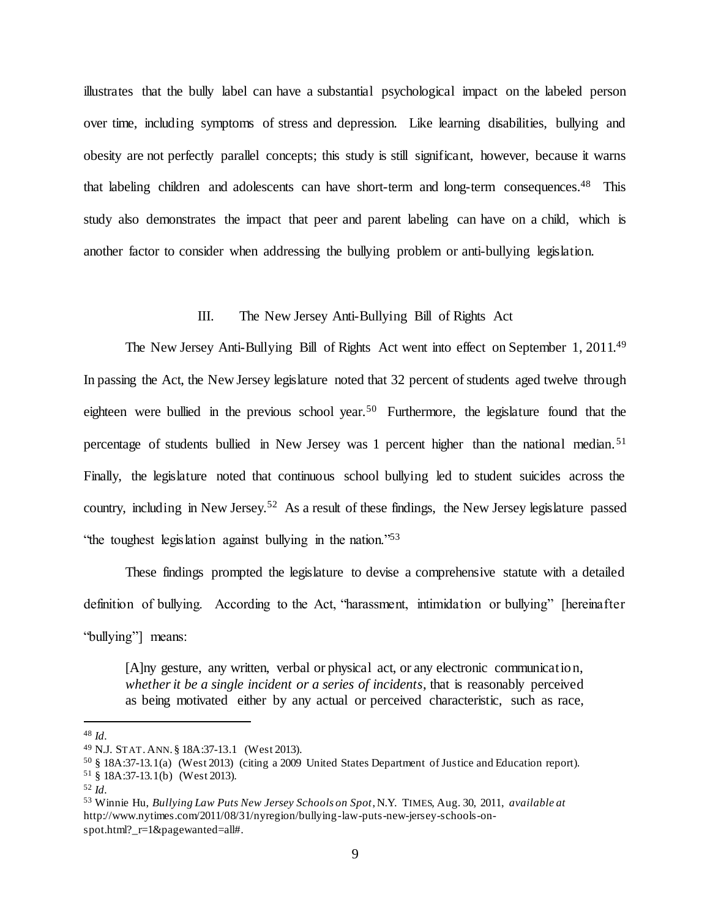illustrates that the bully label can have a substantial psychological impact on the labeled person over time, including symptoms of stress and depression. Like learning disabilities, bullying and obesity are not perfectly parallel concepts; this study is still significant, however, because it warns that labeling children and adolescents can have short-term and long-term consequences.[48] This study also demonstrates the impact that peer and parent labeling can have on a child, which is another factor to consider when addressing the bullying problem or anti-bullying legislation.

## III. The New Jersey Anti-Bullying Bill of Rights Act

The New Jersey Anti-Bullying Bill of Rights Act went into effect on September 1, 2011.[49] In passing the Act, the New Jersey legislature noted that 32 percent of students aged twelve through eighteen were bullied in the previous school year.[50] Furthermore, the legislature found that the percentage of students bullied in New Jersey was 1 percent higher than the national median.[51] Finally, the legislature noted that continuous school bullying led to student suicides across the country, including in New Jersey.[52] As a result of these findings, the New Jersey legislature passed "the toughest legislation against bullying in the nation."[53]

These findings prompted the legislature to devise a comprehensive statute with a detailed definition of bullying. According to the Act, "harassment, intimidation or bullying" [hereinafter "bullying"] means:

> [A]ny gesture, any written, verbal or physical act, or any electronic communication, *whether it be a single incident or a series of incidents*, that is reasonably perceived as being motivated either by any actual or perceived characteristic, such as race,

---

[48] *Id.*

[49] N.J. STAT. ANN. § 18A:37-13.1 (West 2013).

[50] § 18A:37-13.1(a) (West 2013) (citing a 2009 United States Department of Justice and Education report).

[51] § 18A:37-13.1(b) (West 2013).

[52] *Id.*

[53] Winnie Hu, *Bullying Law Puts New Jersey Schools on Spot*, N.Y. TIMES, Aug. 30, 2011, *available at* http://www.nytimes.com/2011/08/31/nyregion/bullying-law-puts-new-jersey-schools-on-spot.html?_r=1&pagewanted=all#.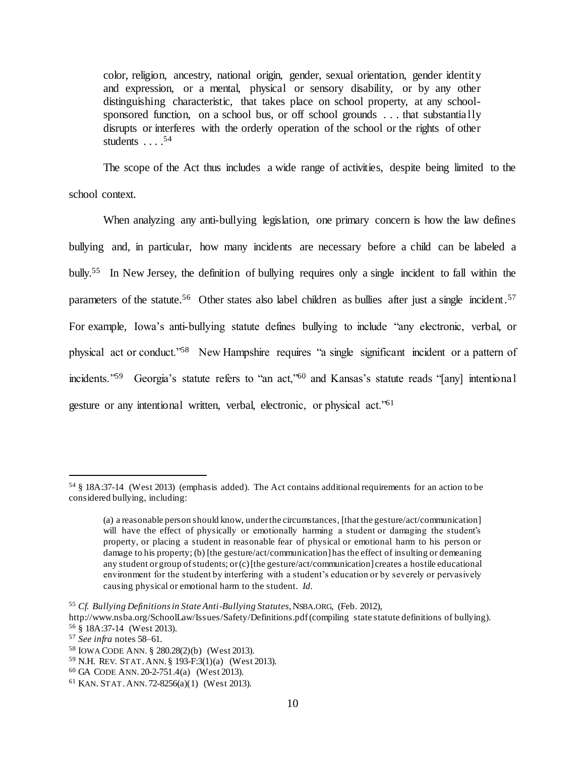> color, religion, ancestry, national origin, gender, sexual orientation, gender identity and expression, or a mental, physical or sensory disability, or by any other distinguishing characteristic, that takes place on school property, at any school-sponsored function, on a school bus, or off school grounds . . . that substantially disrupts or interferes with the orderly operation of the school or the rights of other students . . . .[54]

The scope of the Act thus includes a wide range of activities, despite being limited to the school context.

When analyzing any anti-bullying legislation, one primary concern is how the law defines bullying and, in particular, how many incidents are necessary before a child can be labeled a bully.[55] In New Jersey, the definition of bullying requires only a single incident to fall within the parameters of the statute.[56] Other states also label children as bullies after just a single incident.[57] For example, Iowa's anti-bullying statute defines bullying to include "any electronic, verbal, or physical act or conduct."[58] New Hampshire requires "a single significant incident or a pattern of incidents."[59] Georgia's statute refers to "an act,"[60] and Kansas's statute reads "[any] intentional gesture or any intentional written, verbal, electronic, or physical act."[61]

---

[54] § 18A:37-14 (West 2013) (emphasis added). The Act contains additional requirements for an action to be considered bullying, including:

> (a) a reasonable person should know, under the circumstances, [that the gesture/act/communication] will have the effect of physically or emotionally harming a student or damaging the student's property, or placing a student in reasonable fear of physical or emotional harm to his person or damage to his property; (b) [the gesture/act/communication] has the effect of insulting or demeaning any student or group of students; or (c) [the gesture/act/communication] creates a hostile educational environment for the student by interfering with a student's education or by severely or pervasively causing physical or emotional harm to the student. *Id.*

[55] *Cf. Bullying Definitions in State Anti-Bullying Statutes*, NSBA.ORG, (Feb. 2012), http://www.nsba.org/SchoolLaw/Issues/Safety/Definitions.pdf (compiling state statute definitions of bullying).

[56] § 18A:37-14 (West 2013).

[57] *See infra* notes 58–61.

[58] IOWA CODE ANN. § 280.28(2)(b) (West 2013).

[59] N.H. REV. STAT. ANN. § 193-F:3(1)(a) (West 2013).

[60] GA CODE ANN. 20-2-751.4(a) (West 2013).

[61] KAN. STAT. ANN. 72-8256(a)(1) (West 2013).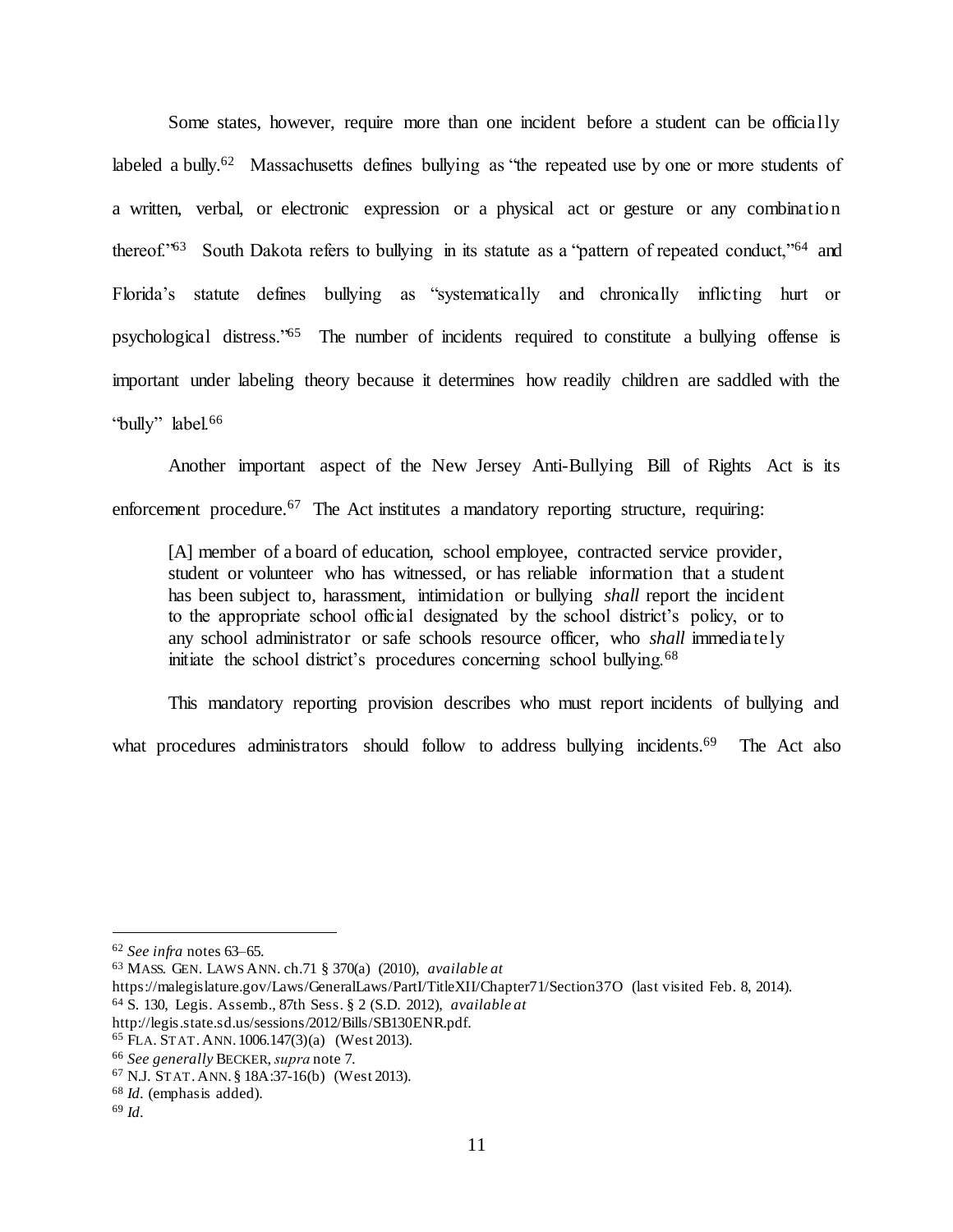Some states, however, require more than one incident before a student can be officially labeled a bully.[62] Massachusetts defines bullying as "the repeated use by one or more students of a written, verbal, or electronic expression or a physical act or gesture or any combination thereof."[63] South Dakota refers to bullying in its statute as a "pattern of repeated conduct,"[64] and Florida's statute defines bullying as "systematically and chronically inflicting hurt or psychological distress."[65] The number of incidents required to constitute a bullying offense is important under labeling theory because it determines how readily children are saddled with the "bully" label.[66]

Another important aspect of the New Jersey Anti-Bullying Bill of Rights Act is its enforcement procedure.[67] The Act institutes a mandatory reporting structure, requiring:

> [A] member of a board of education, school employee, contracted service provider, student or volunteer who has witnessed, or has reliable information that a student has been subject to, harassment, intimidation or bullying *shall* report the incident to the appropriate school official designated by the school district's policy, or to any school administrator or safe schools resource officer, who *shall* immediately initiate the school district's procedures concerning school bullying.[68]

This mandatory reporting provision describes who must report incidents of bullying and what procedures administrators should follow to address bullying incidents.[69] The Act also

---

[62] *See infra* notes 63–65.

[63] MASS. GEN. LAWS ANN. ch.71 § 370(a) (2010), *available at* https://malegislature.gov/Laws/GeneralLaws/PartI/TitleXII/Chapter71/Section37O (last visited Feb. 8, 2014).

[64] S. 130, Legis. Assemb., 87th Sess. § 2 (S.D. 2012), *available at* http://legis.state.sd.us/sessions/2012/Bills/SB130ENR.pdf.

[65] FLA. STAT. ANN. 1006.147(3)(a) (West 2013).

[66] *See generally* BECKER, *supra* note 7.

[67] N.J. STAT. ANN. § 18A:37-16(b) (West 2013).

[68] *Id.* (emphasis added).

[69] *Id.*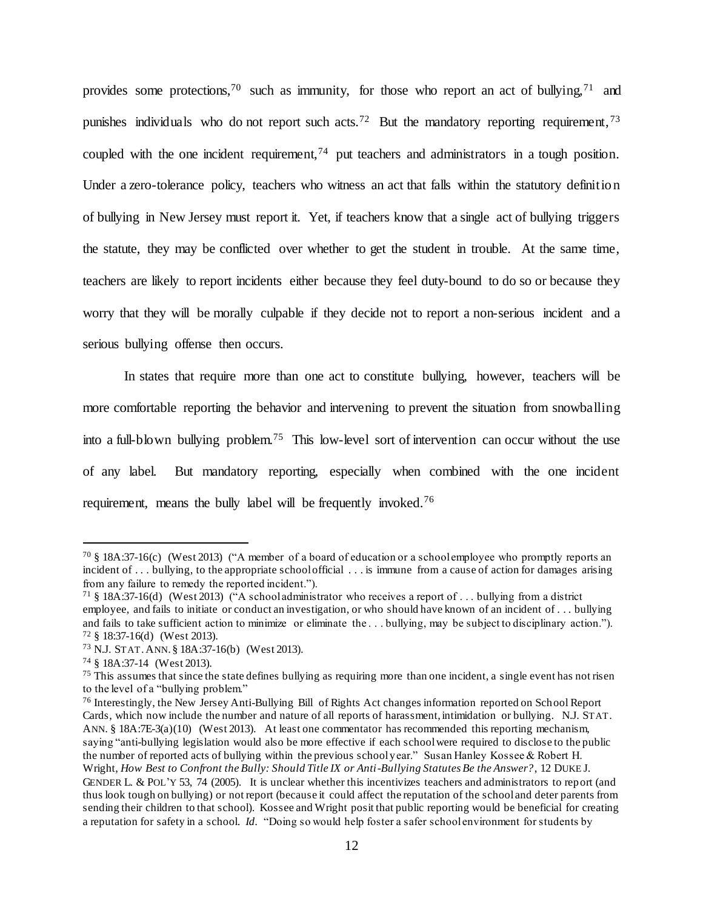provides some protections,[70] such as immunity, for those who report an act of bullying,[71] and punishes individuals who do not report such acts.[72] But the mandatory reporting requirement,[73] coupled with the one incident requirement,[74] put teachers and administrators in a tough position. Under a zero-tolerance policy, teachers who witness an act that falls within the statutory definition of bullying in New Jersey must report it. Yet, if teachers know that a single act of bullying triggers the statute, they may be conflicted over whether to get the student in trouble. At the same time, teachers are likely to report incidents either because they feel duty-bound to do so or because they worry that they will be morally culpable if they decide not to report a non-serious incident and a serious bullying offense then occurs.

In states that require more than one act to constitute bullying, however, teachers will be more comfortable reporting the behavior and intervening to prevent the situation from snowballing into a full-blown bullying problem.[75] This low-level sort of intervention can occur without the use of any label. But mandatory reporting, especially when combined with the one incident requirement, means the bully label will be frequently invoked.[76]

---

[70] § 18A:37-16(c) (West 2013) ("A member of a board of education or a school employee who promptly reports an incident of . . . bullying, to the appropriate school official . . . is immune from a cause of action for damages arising from any failure to remedy the reported incident.").

[71] § 18A:37-16(d) (West 2013) ("A school administrator who receives a report of . . . bullying from a district employee, and fails to initiate or conduct an investigation, or who should have known of an incident of . . . bullying and fails to take sufficient action to minimize or eliminate the . . . bullying, may be subject to disciplinary action.").

[72] § 18:37-16(d) (West 2013).

[73] N.J. STAT. ANN. § 18A:37-16(b) (West 2013).

[74] § 18A:37-14 (West 2013).

[75] This assumes that since the state defines bullying as requiring more than one incident, a single event has not risen to the level of a "bullying problem."

[76] Interestingly, the New Jersey Anti-Bullying Bill of Rights Act changes information reported on School Report Cards, which now include the number and nature of all reports of harassment, intimidation or bullying. N.J. STAT. ANN. § 18A:7E-3(a)(10) (West 2013). At least one commentator has recommended this reporting mechanism, saying "anti-bullying legislation would also be more effective if each school were required to disclose to the public the number of reported acts of bullying within the previous school year." Susan Hanley Kossee & Robert H. Wright, *How Best to Confront the Bully: Should Title IX or Anti-Bullying Statutes Be the Answer?*, 12 DUKE J. GENDER L. & POL'Y 53, 74 (2005). It is unclear whether this incentivizes teachers and administrators to report (and thus look tough on bullying) or not report (because it could affect the reputation of the school and deter parents from sending their children to that school). Kossee and Wright posit that public reporting would be beneficial for creating a reputation for safety in a school. *Id*. "Doing so would help foster a safer school environment for students by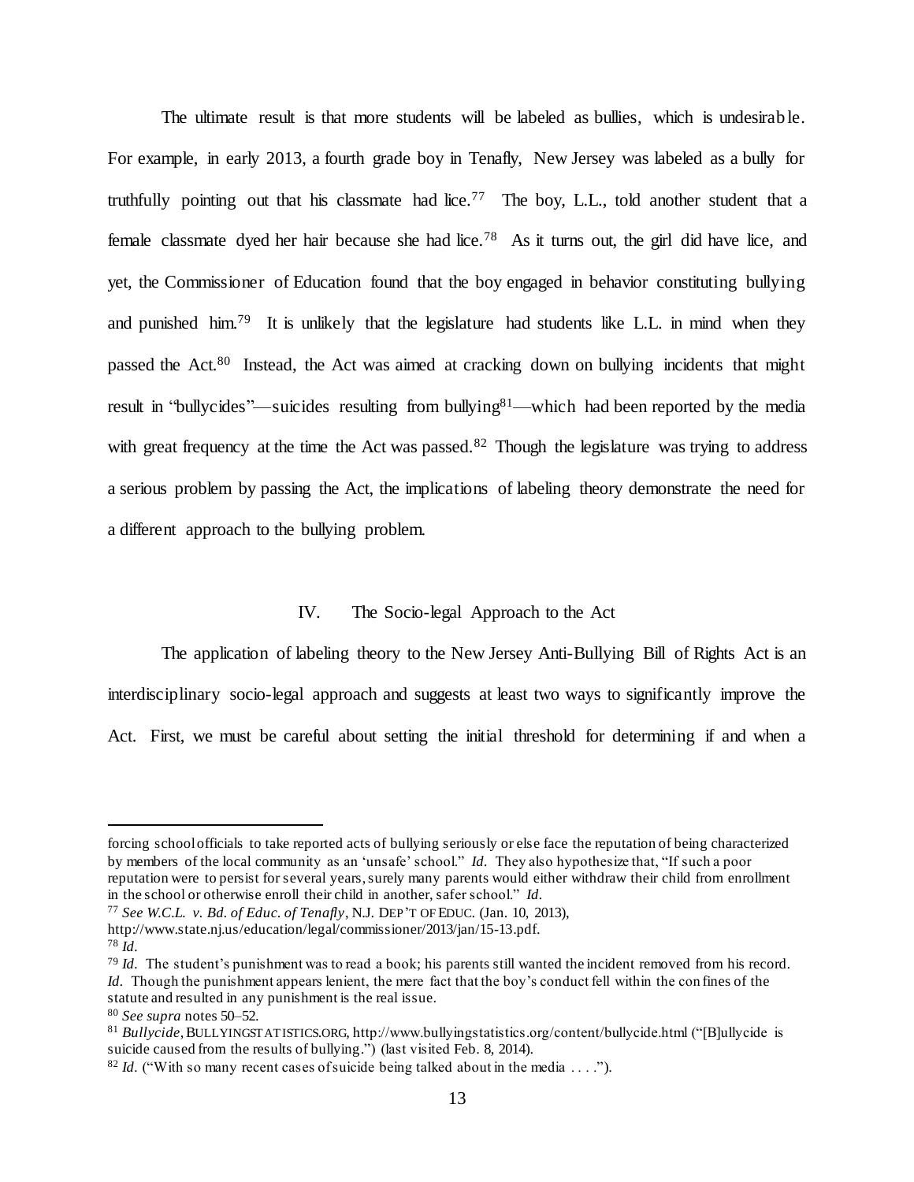The ultimate result is that more students will be labeled as bullies, which is undesirable. For example, in early 2013, a fourth grade boy in Tenafly, New Jersey was labeled as a bully for truthfully pointing out that his classmate had lice.[77] The boy, L.L., told another student that a female classmate dyed her hair because she had lice.[78] As it turns out, the girl did have lice, and yet, the Commissioner of Education found that the boy engaged in behavior constituting bullying and punished him.[79] It is unlikely that the legislature had students like L.L. in mind when they passed the Act.[80] Instead, the Act was aimed at cracking down on bullying incidents that might result in "bullycides"—suicides resulting from bullying[81]—which had been reported by the media with great frequency at the time the Act was passed.[82] Though the legislature was trying to address a serious problem by passing the Act, the implications of labeling theory demonstrate the need for a different approach to the bullying problem.

## IV. The Socio-legal Approach to the Act

The application of labeling theory to the New Jersey Anti-Bullying Bill of Rights Act is an interdisciplinary socio-legal approach and suggests at least two ways to significantly improve the Act. First, we must be careful about setting the initial threshold for determining if and when a

---

forcing school officials to take reported acts of bullying seriously or else face the reputation of being characterized by members of the local community as an 'unsafe' school." *Id.* They also hypothesize that, "If such a poor reputation were to persist for several years, surely many parents would either withdraw their child from enrollment in the school or otherwise enroll their child in another, safer school." *Id.*

[77] *See W.C.L. v. Bd. of Educ. of Tenafly*, N.J. DEP'T OF EDUC. (Jan. 10, 2013), http://www.state.nj.us/education/legal/commissioner/2013/jan/15-13.pdf.

[78] *Id.*

[79] *Id.* The student's punishment was to read a book; his parents still wanted the incident removed from his record. *Id.* Though the punishment appears lenient, the mere fact that the boy's conduct fell within the confines of the statute and resulted in any punishment is the real issue.

[80] *See supra* notes 50–52.

[81] *Bullycide*, BULLYINGSTATISTICS.ORG, http://www.bullyingstatistics.org/content/bullycide.html ("[B]ullycide is suicide caused from the results of bullying.") (last visited Feb. 8, 2014).

[82] *Id.* ("With so many recent cases of suicide being talked about in the media . . . .").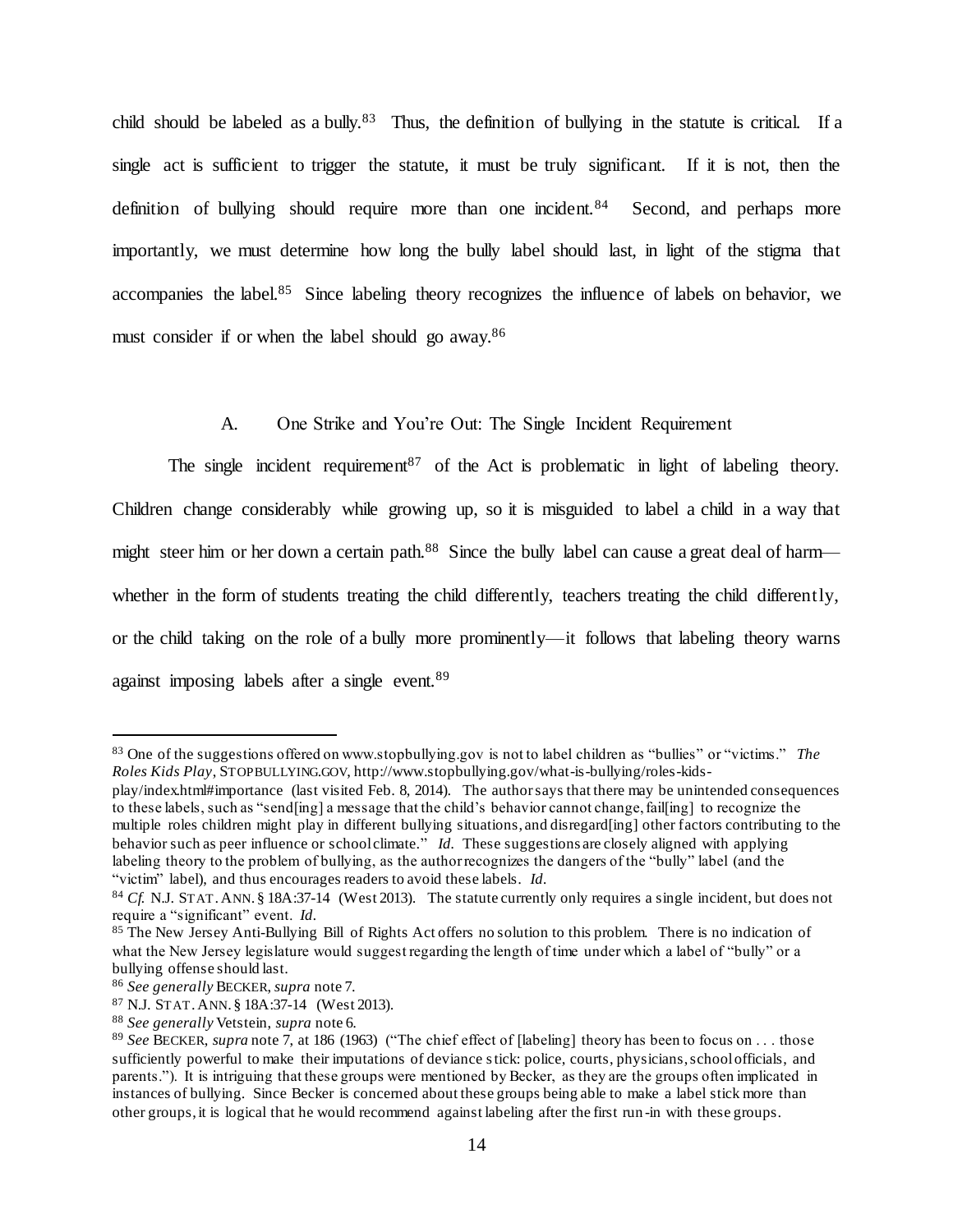child should be labeled as a bully.[83] Thus, the definition of bullying in the statute is critical. If a single act is sufficient to trigger the statute, it must be truly significant. If it is not, then the definition of bullying should require more than one incident.[84] Second, and perhaps more importantly, we must determine how long the bully label should last, in light of the stigma that accompanies the label.[85] Since labeling theory recognizes the influence of labels on behavior, we must consider if or when the label should go away.[86]

### A. One Strike and You're Out: The Single Incident Requirement

The single incident requirement[87] of the Act is problematic in light of labeling theory. Children change considerably while growing up, so it is misguided to label a child in a way that might steer him or her down a certain path.[88] Since the bully label can cause a great deal of harm—whether in the form of students treating the child differently, teachers treating the child differently, or the child taking on the role of a bully more prominently—it follows that labeling theory warns against imposing labels after a single event.[89]

---

[83] One of the suggestions offered on www.stopbullying.gov is not to label children as "bullies" or "victims." *The Roles Kids Play*, STOPBULLYING.GOV, http://www.stopbullying.gov/what-is-bullying/roles-kids-play/index.html#importance (last visited Feb. 8, 2014). The author says that there may be unintended consequences to these labels, such as "send[ing] a message that the child's behavior cannot change, fail[ing] to recognize the multiple roles children might play in different bullying situations, and disregard[ing] other factors contributing to the behavior such as peer influence or school climate." *Id.* These suggestions are closely aligned with applying labeling theory to the problem of bullying, as the author recognizes the dangers of the "bully" label (and the "victim" label), and thus encourages readers to avoid these labels. *Id.*

[84] *Cf.* N.J. STAT. ANN. § 18A:37-14 (West 2013). The statute currently only requires a single incident, but does not require a "significant" event. *Id.*

[85] The New Jersey Anti-Bullying Bill of Rights Act offers no solution to this problem. There is no indication of what the New Jersey legislature would suggest regarding the length of time under which a label of "bully" or a bullying offense should last.

[86] *See generally* BECKER, *supra* note 7.

[87] N.J. STAT. ANN. § 18A:37-14 (West 2013).

[88] *See generally* Vetstein, *supra* note 6.

[89] *See* BECKER, *supra* note 7, at 186 (1963) ("The chief effect of [labeling] theory has been to focus on . . . those sufficiently powerful to make their imputations of deviance stick: police, courts, physicians, school officials, and parents."). It is intriguing that these groups were mentioned by Becker, as they are the groups often implicated in instances of bullying. Since Becker is concerned about these groups being able to make a label stick more than other groups, it is logical that he would recommend against labeling after the first run-in with these groups.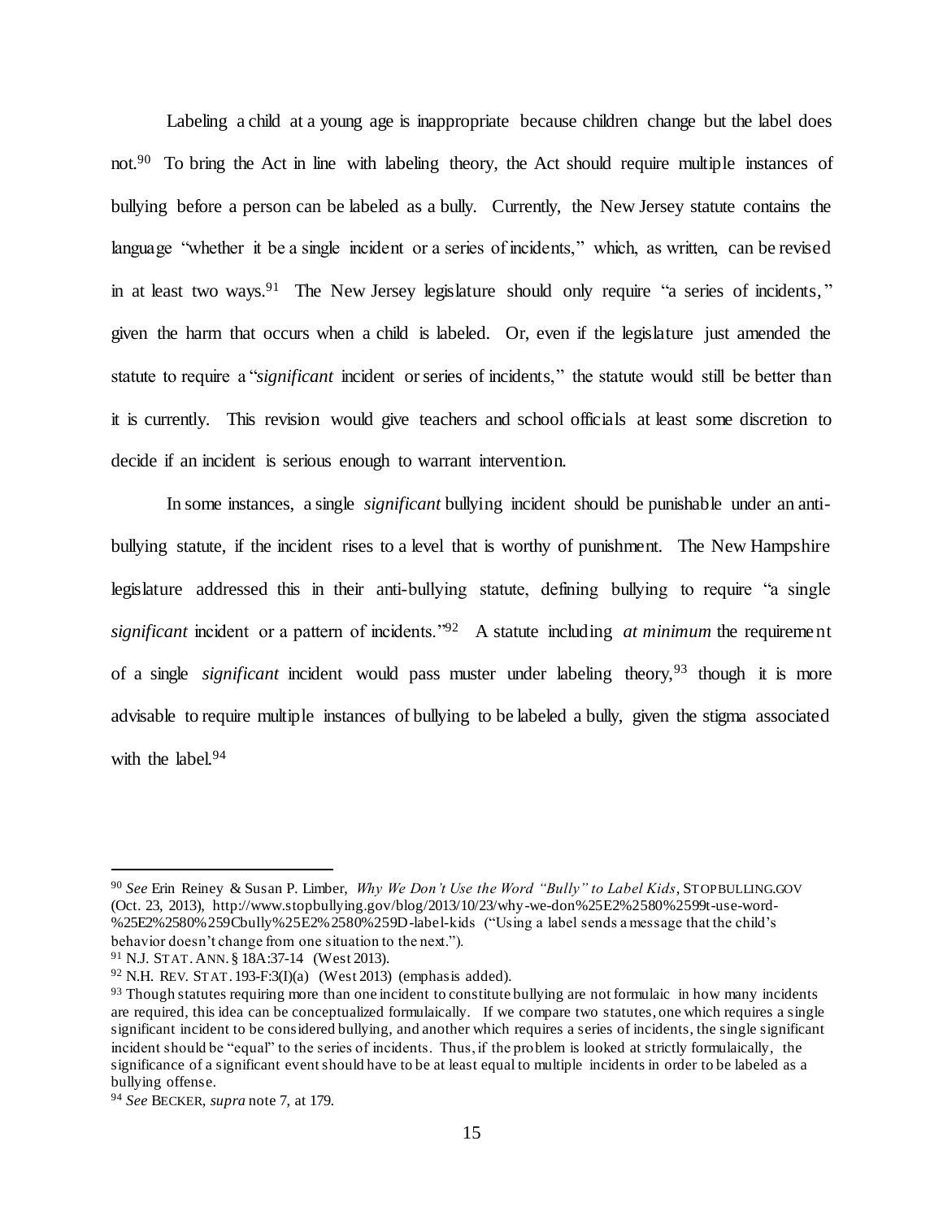Labeling a child at a young age is inappropriate because children change but the label does not.[90] To bring the Act in line with labeling theory, the Act should require multiple instances of bullying before a person can be labeled as a bully. Currently, the New Jersey statute contains the language "whether it be a single incident or a series of incidents," which, as written, can be revised in at least two ways.[91] The New Jersey legislature should only require "a series of incidents," given the harm that occurs when a child is labeled. Or, even if the legislature just amended the statute to require a "*significant* incident or series of incidents," the statute would still be better than it is currently. This revision would give teachers and school officials at least some discretion to decide if an incident is serious enough to warrant intervention.

In some instances, a single *significant* bullying incident should be punishable under an anti-bullying statute, if the incident rises to a level that is worthy of punishment. The New Hampshire legislature addressed this in their anti-bullying statute, defining bullying to require "a single *significant* incident or a pattern of incidents."[92] A statute including *at minimum* the requirement of a single *significant* incident would pass muster under labeling theory,[93] though it is more advisable to require multiple instances of bullying to be labeled a bully, given the stigma associated with the label.[94]

---

[90] *See* Erin Reiney & Susan P. Limber, *Why We Don't Use the Word "Bully" to Label Kids*, STOPBULLING.GOV (Oct. 23, 2013), http://www.stopbullying.gov/blog/2013/10/23/why-we-don%25E2%2580%2599t-use-word-%25E2%2580%259Cbully%25E2%2580%259D-label-kids ("Using a label sends a message that the child's behavior doesn't change from one situation to the next.").

[91] N.J. STAT. ANN. § 18A:37-14 (West 2013).

[92] N.H. REV. STAT. 193-F:3(I)(a) (West 2013) (emphasis added).

[93] Though statutes requiring more than one incident to constitute bullying are not formulaic in how many incidents are required, this idea can be conceptualized formulaically. If we compare two statutes, one which requires a single significant incident to be considered bullying, and another which requires a series of incidents, the single significant incident should be "equal" to the series of incidents. Thus, if the problem is looked at strictly formulaically, the significance of a significant event should have to be at least equal to multiple incidents in order to be labeled as a bullying offense.

[94] *See* BECKER, *supra* note 7, at 179.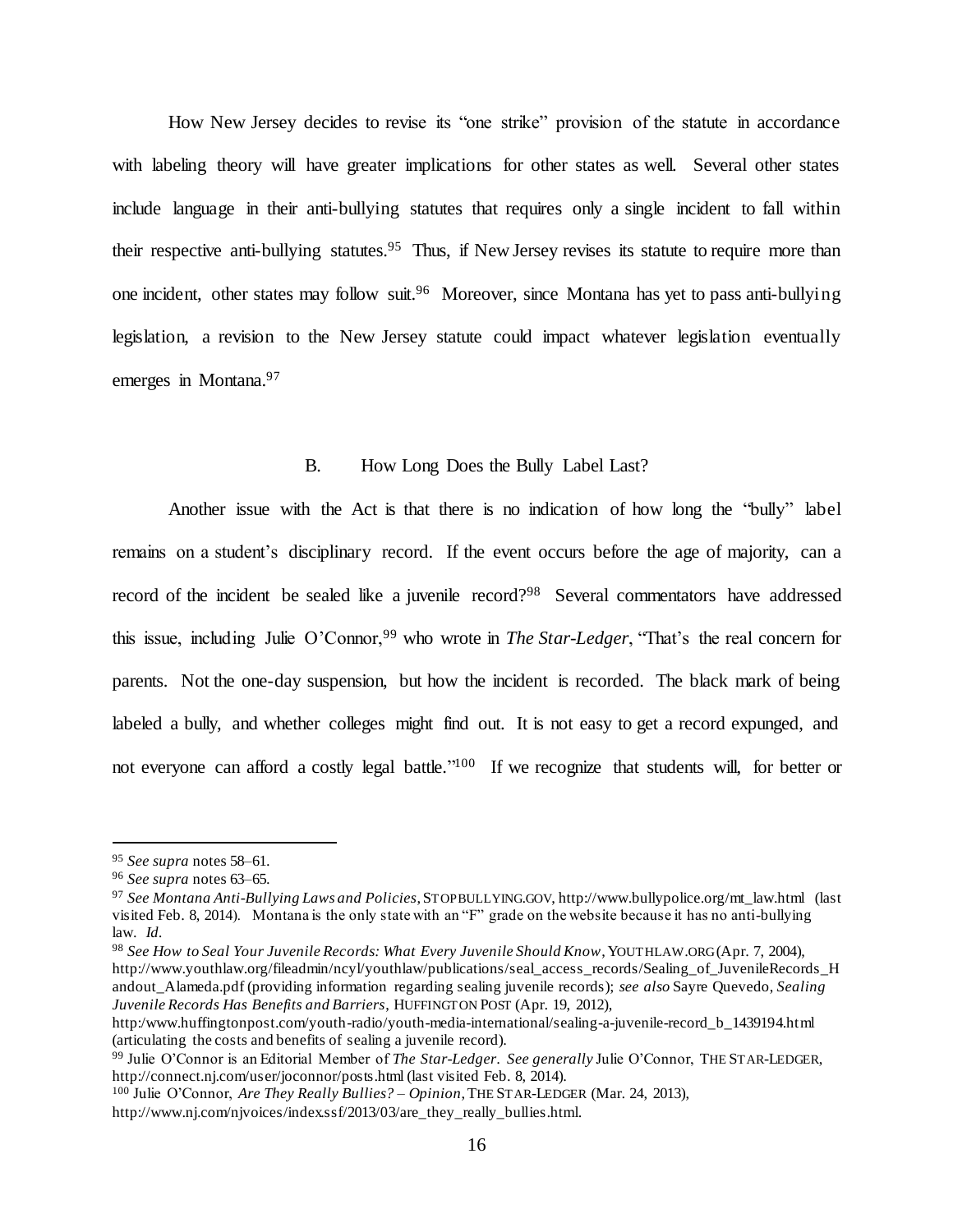How New Jersey decides to revise its "one strike" provision of the statute in accordance with labeling theory will have greater implications for other states as well. Several other states include language in their anti-bullying statutes that requires only a single incident to fall within their respective anti-bullying statutes.[95] Thus, if New Jersey revises its statute to require more than one incident, other states may follow suit.[96] Moreover, since Montana has yet to pass anti-bullying legislation, a revision to the New Jersey statute could impact whatever legislation eventually emerges in Montana.[97]

### B. How Long Does the Bully Label Last?

Another issue with the Act is that there is no indication of how long the "bully" label remains on a student's disciplinary record. If the event occurs before the age of majority, can a record of the incident be sealed like a juvenile record?[98] Several commentators have addressed this issue, including Julie O'Connor,[99] who wrote in *The Star-Ledger*, "That's the real concern for parents. Not the one-day suspension, but how the incident is recorded. The black mark of being labeled a bully, and whether colleges might find out. It is not easy to get a record expunged, and not everyone can afford a costly legal battle."[100] If we recognize that students will, for better or

---

[95] *See supra* notes 58–61.

[96] *See supra* notes 63–65.

[97] *See Montana Anti-Bullying Laws and Policies*, STOPBULLYING.GOV, http://www.bullypolice.org/mt_law.html (last visited Feb. 8, 2014). Montana is the only state with an "F" grade on the website because it has no anti-bullying law. *Id*.

[98] *See How to Seal Your Juvenile Records: What Every Juvenile Should Know*, YOUTHLAW.ORG (Apr. 7, 2004), http://www.youthlaw.org/fileadmin/ncyl/youthlaw/publications/seal_access_records/Sealing_of_JuvenileRecords_Handout_Alameda.pdf (providing information regarding sealing juvenile records); *see also* Sayre Quevedo, *Sealing Juvenile Records Has Benefits and Barriers*, HUFFINGTON POST (Apr. 19, 2012), http:/www.huffingtonpost.com/youth-radio/youth-media-international/sealing-a-juvenile-record_b_1439194.html (articulating the costs and benefits of sealing a juvenile record).

[99] Julie O'Connor is an Editorial Member of *The Star-Ledger*. *See generally* Julie O'Connor, THE STAR-LEDGER, http://connect.nj.com/user/joconnor/posts.html (last visited Feb. 8, 2014).

[100] Julie O'Connor, *Are They Really Bullies? – Opinion*, THE STAR-LEDGER (Mar. 24, 2013), http://www.nj.com/njvoices/index.ssf/2013/03/are_they_really_bullies.html.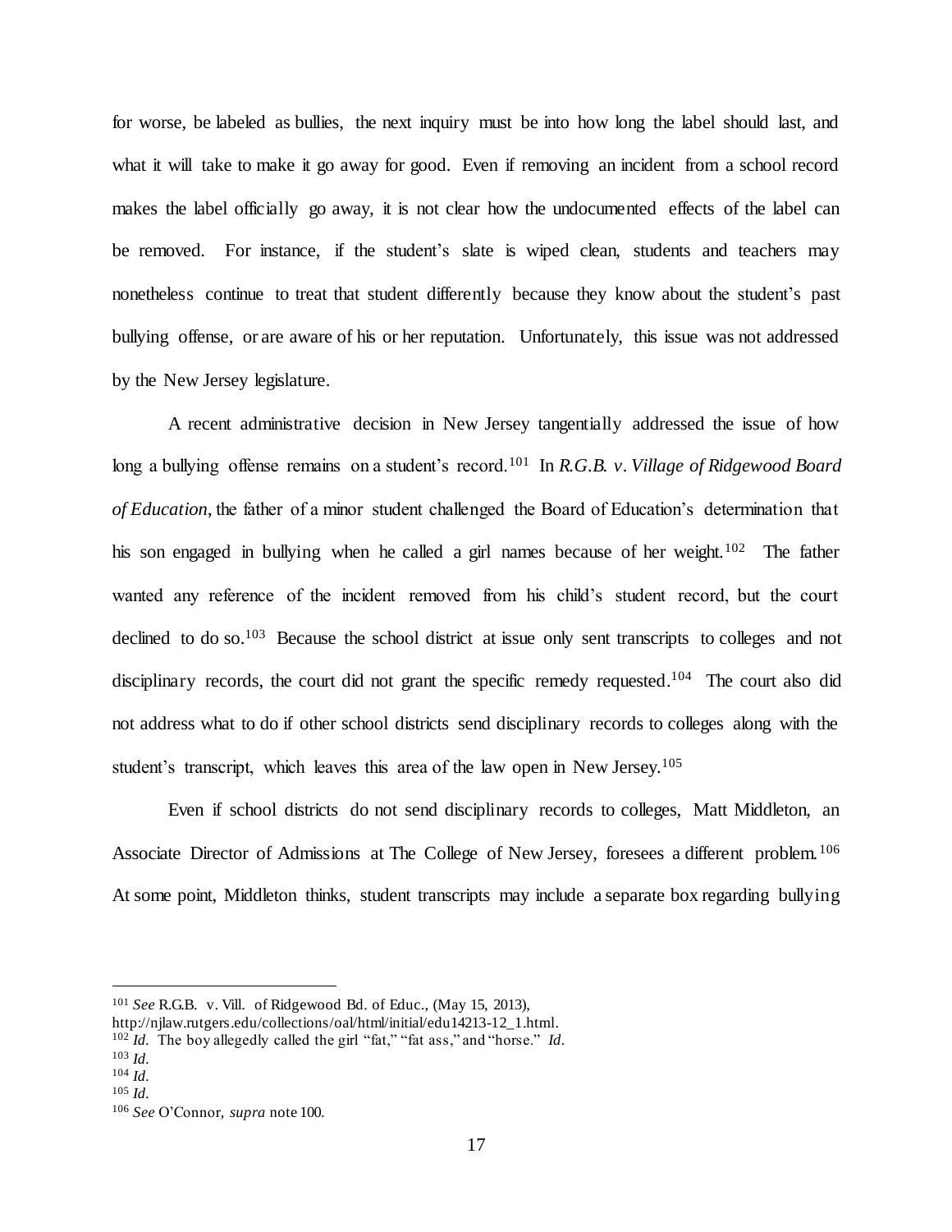for worse, be labeled as bullies, the next inquiry must be into how long the label should last, and what it will take to make it go away for good. Even if removing an incident from a school record makes the label officially go away, it is not clear how the undocumented effects of the label can be removed. For instance, if the student's slate is wiped clean, students and teachers may nonetheless continue to treat that student differently because they know about the student's past bullying offense, or are aware of his or her reputation. Unfortunately, this issue was not addressed by the New Jersey legislature.

A recent administrative decision in New Jersey tangentially addressed the issue of how long a bullying offense remains on a student's record.[101] In *R.G.B. v. Village of Ridgewood Board of Education*, the father of a minor student challenged the Board of Education's determination that his son engaged in bullying when he called a girl names because of her weight.[102] The father wanted any reference of the incident removed from his child's student record, but the court declined to do so.[103] Because the school district at issue only sent transcripts to colleges and not disciplinary records, the court did not grant the specific remedy requested.[104] The court also did not address what to do if other school districts send disciplinary records to colleges along with the student's transcript, which leaves this area of the law open in New Jersey.[105]

Even if school districts do not send disciplinary records to colleges, Matt Middleton, an Associate Director of Admissions at The College of New Jersey, foresees a different problem.[106] At some point, Middleton thinks, student transcripts may include a separate box regarding bullying

---

[101] *See* R.G.B. v. Vill. of Ridgewood Bd. of Educ., (May 15, 2013), http://njlaw.rutgers.edu/collections/oal/html/initial/edu14213-12_1.html.

[102] *Id.* The boy allegedly called the girl "fat," "fat ass," and "horse." *Id.*

[103] *Id.*

[104] *Id.*

[105] *Id.*

[106] *See* O'Connor, *supra* note 100.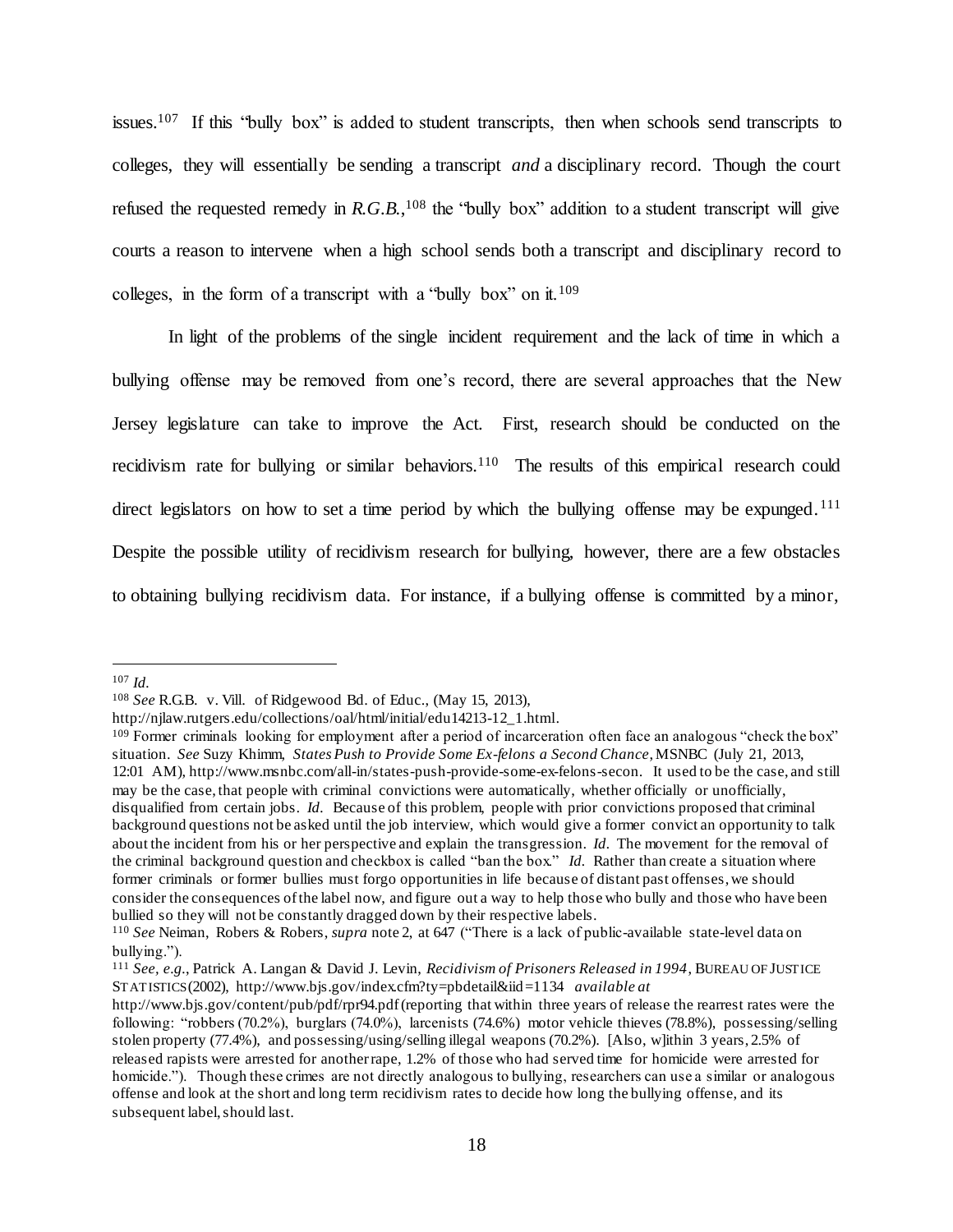issues.[107] If this "bully box" is added to student transcripts, then when schools send transcripts to colleges, they will essentially be sending a transcript *and* a disciplinary record. Though the court refused the requested remedy in *R.G.B.*,[108] the "bully box" addition to a student transcript will give courts a reason to intervene when a high school sends both a transcript and disciplinary record to colleges, in the form of a transcript with a "bully box" on it.[109]

In light of the problems of the single incident requirement and the lack of time in which a bullying offense may be removed from one's record, there are several approaches that the New Jersey legislature can take to improve the Act. First, research should be conducted on the recidivism rate for bullying or similar behaviors.[110] The results of this empirical research could direct legislators on how to set a time period by which the bullying offense may be expunged.[111] Despite the possible utility of recidivism research for bullying, however, there are a few obstacles to obtaining bullying recidivism data. For instance, if a bullying offense is committed by a minor,

---

[107] *Id.*

[108] *See* R.G.B. v. Vill. of Ridgewood Bd. of Educ., (May 15, 2013), http://njlaw.rutgers.edu/collections/oal/html/initial/edu14213-12_1.html.

[109] Former criminals looking for employment after a period of incarceration often face an analogous "check the box" situation. *See* Suzy Khimm, *States Push to Provide Some Ex-felons a Second Chance*, MSNBC (July 21, 2013, 12:01 AM), http://www.msnbc.com/all-in/states-push-provide-some-ex-felons-secon. It used to be the case, and still may be the case, that people with criminal convictions were automatically, whether officially or unofficially, disqualified from certain jobs. *Id.* Because of this problem, people with prior convictions proposed that criminal background questions not be asked until the job interview, which would give a former convict an opportunity to talk about the incident from his or her perspective and explain the transgression. *Id.* The movement for the removal of the criminal background question and checkbox is called "ban the box." *Id.* Rather than create a situation where former criminals or former bullies must forgo opportunities in life because of distant past offenses, we should consider the consequences of the label now, and figure out a way to help those who bully and those who have been bullied so they will not be constantly dragged down by their respective labels.

[110] *See* Neiman, Robers & Robers, *supra* note 2, at 647 ("There is a lack of public-available state-level data on bullying.").

[111] *See, e.g.*, Patrick A. Langan & David J. Levin, *Recidivism of Prisoners Released in 1994*, BUREAU OF JUSTICE STATISTICS (2002), http://www.bjs.gov/index.cfm?ty=pbdetail&iid=1134 *available at* http://www.bjs.gov/content/pub/pdf/rpr94.pdf (reporting that within three years of release the rearrest rates were the following: "robbers (70.2%), burglars (74.0%), larcenists (74.6%) motor vehicle thieves (78.8%), possessing/selling stolen property (77.4%), and possessing/using/selling illegal weapons (70.2%). [Also, w]ithin 3 years, 2.5% of released rapists were arrested for another rape, 1.2% of those who had served time for homicide were arrested for homicide."). Though these crimes are not directly analogous to bullying, researchers can use a similar or analogous offense and look at the short and long term recidivism rates to decide how long the bullying offense, and its subsequent label, should last.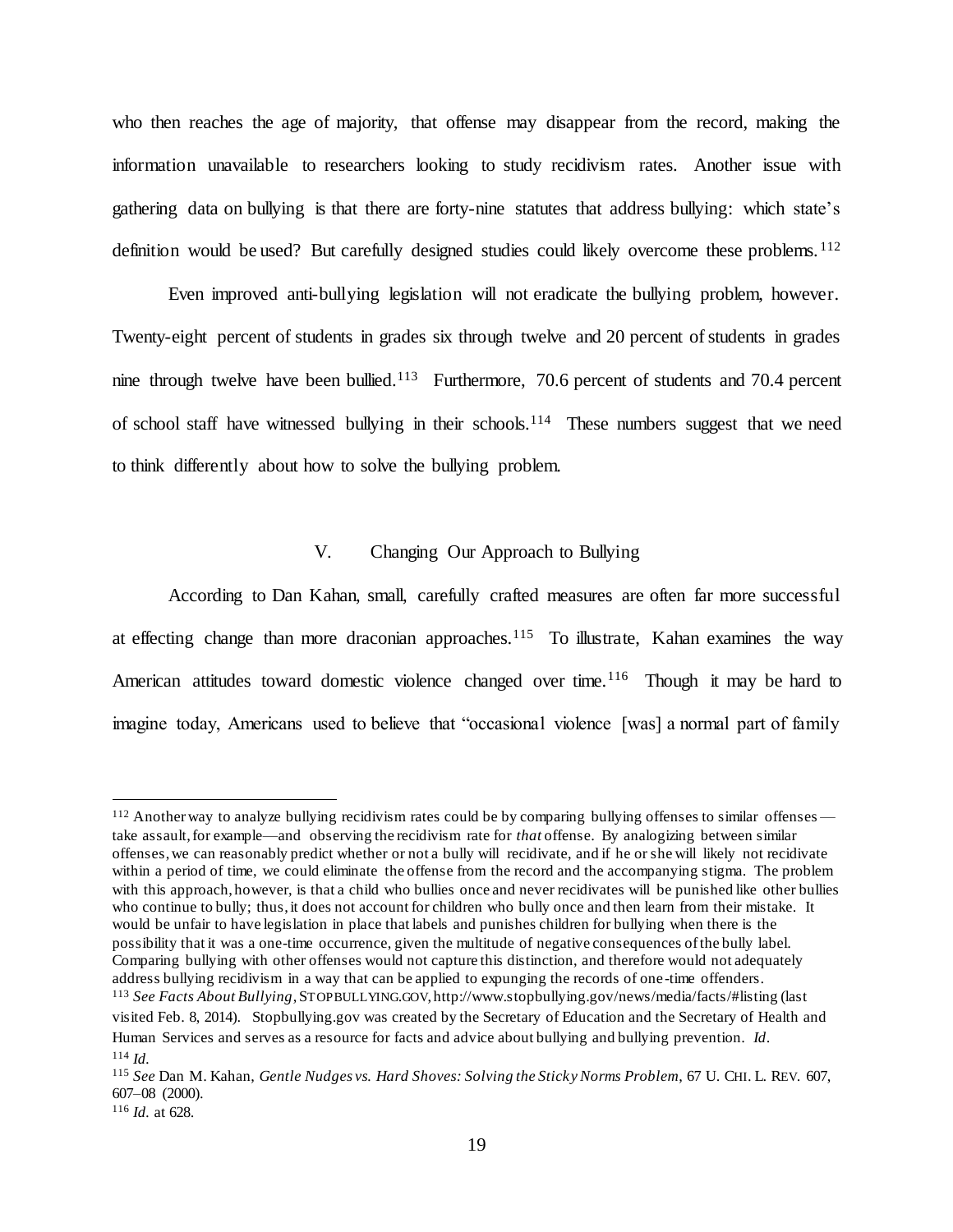who then reaches the age of majority, that offense may disappear from the record, making the information unavailable to researchers looking to study recidivism rates. Another issue with gathering data on bullying is that there are forty-nine statutes that address bullying: which state's definition would be used? But carefully designed studies could likely overcome these problems.[112]

Even improved anti-bullying legislation will not eradicate the bullying problem, however. Twenty-eight percent of students in grades six through twelve and 20 percent of students in grades nine through twelve have been bullied.[113] Furthermore, 70.6 percent of students and 70.4 percent of school staff have witnessed bullying in their schools.[114] These numbers suggest that we need to think differently about how to solve the bullying problem.

## V. Changing Our Approach to Bullying

According to Dan Kahan, small, carefully crafted measures are often far more successful at effecting change than more draconian approaches.[115] To illustrate, Kahan examines the way American attitudes toward domestic violence changed over time.[116] Though it may be hard to imagine today, Americans used to believe that "occasional violence [was] a normal part of family

---

[112] Another way to analyze bullying recidivism rates could be by comparing bullying offenses to similar offenses—take assault, for example—and observing the recidivism rate for *that* offense. By analogizing between similar offenses, we can reasonably predict whether or not a bully will recidivate, and if he or she will likely not recidivate within a period of time, we could eliminate the offense from the record and the accompanying stigma. The problem with this approach, however, is that a child who bullies once and never recidivates will be punished like other bullies who continue to bully; thus, it does not account for children who bully once and then learn from their mistake. It would be unfair to have legislation in place that labels and punishes children for bullying when there is the possibility that it was a one-time occurrence, given the multitude of negative consequences of the bully label. Comparing bullying with other offenses would not capture this distinction, and therefore would not adequately address bullying recidivism in a way that can be applied to expunging the records of one-time offenders.

[113] *See Facts About Bullying*, STOPBULLYING.GOV, http://www.stopbullying.gov/news/media/facts/#listing (last visited Feb. 8, 2014). Stopbullying.gov was created by the Secretary of Education and the Secretary of Health and Human Services and serves as a resource for facts and advice about bullying and bullying prevention. *Id.*

[114] *Id.*

[115] *See* Dan M. Kahan, *Gentle Nudges vs. Hard Shoves: Solving the Sticky Norms Problem*, 67 U. CHI. L. REV. 607, 607–08 (2000).

[116] *Id.* at 628.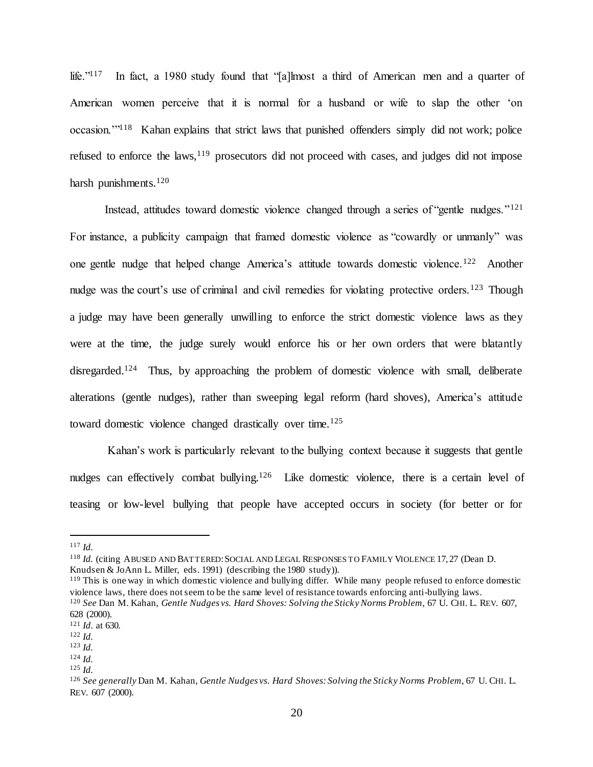life."[117] In fact, a 1980 study found that "[a]lmost a third of American men and a quarter of American women perceive that it is normal for a husband or wife to slap the other 'on occasion.'"[118] Kahan explains that strict laws that punished offenders simply did not work; police refused to enforce the laws,[119] prosecutors did not proceed with cases, and judges did not impose harsh punishments.[120]

Instead, attitudes toward domestic violence changed through a series of "gentle nudges."[121] For instance, a publicity campaign that framed domestic violence as "cowardly or unmanly" was one gentle nudge that helped change America's attitude towards domestic violence.[122] Another nudge was the court's use of criminal and civil remedies for violating protective orders.[123] Though a judge may have been generally unwilling to enforce the strict domestic violence laws as they were at the time, the judge surely would enforce his or her own orders that were blatantly disregarded.[124] Thus, by approaching the problem of domestic violence with small, deliberate alterations (gentle nudges), rather than sweeping legal reform (hard shoves), America's attitude toward domestic violence changed drastically over time.[125]

Kahan's work is particularly relevant to the bullying context because it suggests that gentle nudges can effectively combat bullying.[126] Like domestic violence, there is a certain level of teasing or low-level bullying that people have accepted occurs in society (for better or for

---

[117] *Id.*

[118] *Id.* (citing ABUSED AND BATTERED: SOCIAL AND LEGAL RESPONSES TO FAMILY VIOLENCE 17, 27 (Dean D. Knudsen & JoAnn L. Miller, eds. 1991) (describing the 1980 study)).

[119] This is one way in which domestic violence and bullying differ. While many people refused to enforce domestic violence laws, there does not seem to be the same level of resistance towards enforcing anti-bullying laws.

[120] *See* Dan M. Kahan, *Gentle Nudges vs. Hard Shoves: Solving the Sticky Norms Problem*, 67 U. CHI. L. REV. 607, 628 (2000).

[121] *Id.* at 630.

[122] *Id.*

[123] *Id.*

[124] *Id.*

[125] *Id.*

[126] *See generally* Dan M. Kahan, *Gentle Nudges vs. Hard Shoves: Solving the Sticky Norms Problem*, 67 U. CHI. L. REV. 607 (2000).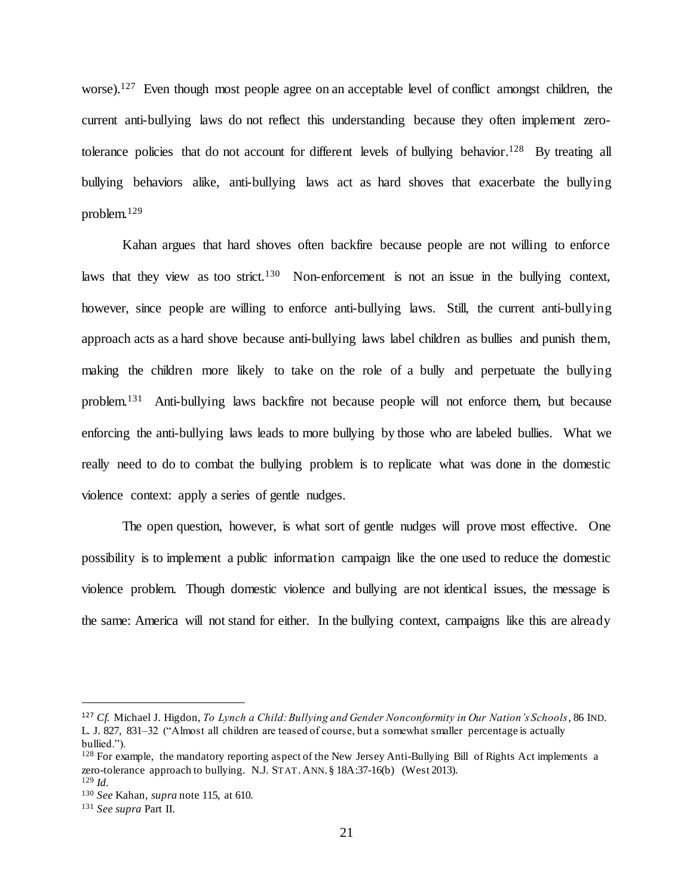worse).[127] Even though most people agree on an acceptable level of conflict amongst children, the current anti-bullying laws do not reflect this understanding because they often implement zero-tolerance policies that do not account for different levels of bullying behavior.[128] By treating all bullying behaviors alike, anti-bullying laws act as hard shoves that exacerbate the bullying problem.[129]

Kahan argues that hard shoves often backfire because people are not willing to enforce laws that they view as too strict.[130] Non-enforcement is not an issue in the bullying context, however, since people are willing to enforce anti-bullying laws. Still, the current anti-bullying approach acts as a hard shove because anti-bullying laws label children as bullies and punish them, making the children more likely to take on the role of a bully and perpetuate the bullying problem.[131] Anti-bullying laws backfire not because people will not enforce them, but because enforcing the anti-bullying laws leads to more bullying by those who are labeled bullies. What we really need to do to combat the bullying problem is to replicate what was done in the domestic violence context: apply a series of gentle nudges.

The open question, however, is what sort of gentle nudges will prove most effective. One possibility is to implement a public information campaign like the one used to reduce the domestic violence problem. Though domestic violence and bullying are not identical issues, the message is the same: America will not stand for either. In the bullying context, campaigns like this are already

---

[127] *Cf.* Michael J. Higdon, *To Lynch a Child: Bullying and Gender Nonconformity in Our Nation's Schools*, 86 IND. L. J. 827, 831–32 ("Almost all children are teased of course, but a somewhat smaller percentage is actually bullied.").

[128] For example, the mandatory reporting aspect of the New Jersey Anti-Bullying Bill of Rights Act implements a zero-tolerance approach to bullying. N.J. STAT. ANN. § 18A:37-16(b) (West 2013).

[129] *Id.*

[130] *See* Kahan, *supra* note 115, at 610.

[131] *See supra* Part II.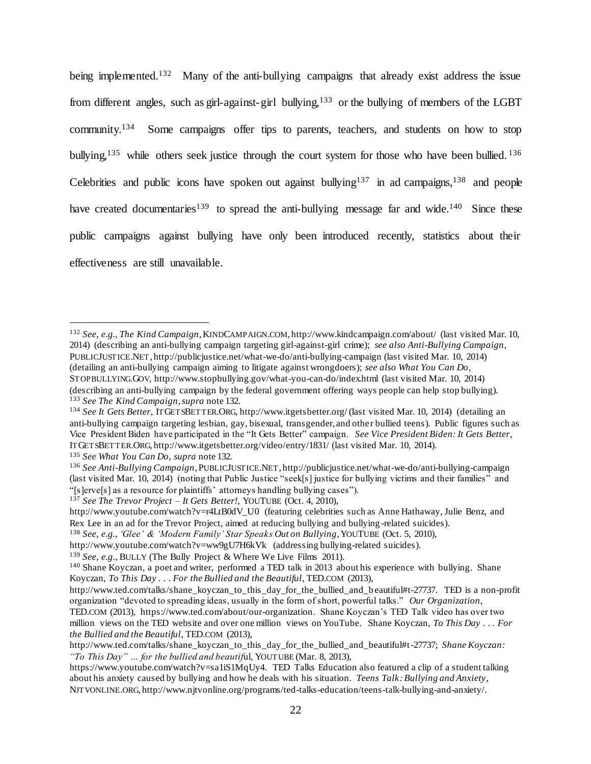being implemented.[132] Many of the anti-bullying campaigns that already exist address the issue from different angles, such as girl-against-girl bullying,[133] or the bullying of members of the LGBT community.[134] Some campaigns offer tips to parents, teachers, and students on how to stop bullying,[135] while others seek justice through the court system for those who have been bullied.[136] Celebrities and public icons have spoken out against bullying[137] in ad campaigns,[138] and people have created documentaries[139] to spread the anti-bullying message far and wide.[140] Since these public campaigns against bullying have only been introduced recently, statistics about their effectiveness are still unavailable.

---

[132] *See, e.g.*, *The Kind Campaign*, KINDCAMPAIGN.COM, http://www.kindcampaign.com/about/ (last visited Mar. 10, 2014) (describing an anti-bullying campaign targeting girl-against-girl crime); *see also Anti-Bullying Campaign*, PUBLICJUSTICE.NET, http://publicjustice.net/what-we-do/anti-bullying-campaign (last visited Mar. 10, 2014) (detailing an anti-bullying campaign aiming to litigate against wrongdoers); *see also What You Can Do*, STOPBULLYING.GOV, http://www.stopbullying.gov/what-you-can-do/index.html (last visited Mar. 10, 2014) (describing an anti-bullying campaign by the federal government offering ways people can help stop bullying).

[133] *See The Kind Campaign*, *supra* note 132.

[134] *See It Gets Better*, ITGETSBETTER.ORG, http://www.itgetsbetter.org/ (last visited Mar. 10, 2014) (detailing an anti-bullying campaign targeting lesbian, gay, bisexual, transgender, and other bullied teens). Public figures such as Vice President Biden have participated in the "It Gets Better" campaign. *See Vice President Biden: It Gets Better*, ITGETSBETTER.ORG, http://www.itgetsbetter.org/video/entry/1831/ (last visited Mar. 10, 2014).

[135] *See What You Can Do*, *supra* note 132.

[136] *See Anti-Bullying Campaign*, PUBLICJUSTICE.NET, http://publicjustice.net/what-we-do/anti-bullying-campaign (last visited Mar. 10, 2014) (noting that Public Justice "seek[s] justice for bullying victims and their families" and "[s]erve[s] as a resource for plaintiffs' attorneys handling bullying cases").

[137] *See The Trevor Project – It Gets Better!*, YOUTUBE (Oct. 4, 2010), http://www.youtube.com/watch?v=r4LtB0dV_U0 (featuring celebrities such as Anne Hathaway, Julie Benz, and Rex Lee in an ad for the Trevor Project, aimed at reducing bullying and bullying-related suicides).

[138] *See, e.g.*, *'Glee' & 'Modern Family' Star Speaks Out on Bullying*, YOUTUBE (Oct. 5, 2010), http://www.youtube.com/watch?v=ww9gU7H6kVk (addressing bullying-related suicides).

[139] *See, e.g.*, BULLY (The Bully Project & Where We Live Films 2011).

[140] Shane Koyczan, a poet and writer, performed a TED talk in 2013 about his experience with bullying. Shane Koyczan, *To This Day . . . For the Bullied and the Beautiful*, TED.COM (2013), http://www.ted.com/talks/shane_koyczan_to_this_day_for_the_bullied_and_beautiful#t-27737. TED is a non-profit organization "devoted to spreading ideas, usually in the form of short, powerful talks." *Our Organization*, TED.COM (2013), https://www.ted.com/about/our-organization. Shane Koyczan's TED Talk video has over two million views on the TED website and over one million views on YouTube. Shane Koyczan, *To This Day . . . For the Bullied and the Beautiful*, TED.COM (2013), http://www.ted.com/talks/shane_koyczan_to_this_day_for_the_bullied_and_beautiful#t-27737; *Shane Koyczan: "To This Day" ... for the bullied and beautiful*, YOUTUBE (Mar. 8, 2013), https://www.youtube.com/watch?v=sa1iS1MqUy4. TED Talks Education also featured a clip of a student talking about his anxiety caused by bullying and how he deals with his situation. *Teens Talk: Bullying and Anxiety*, NJTVONLINE.ORG, http://www.njtvonline.org/programs/ted-talks-education/teens-talk-bullying-and-anxiety/.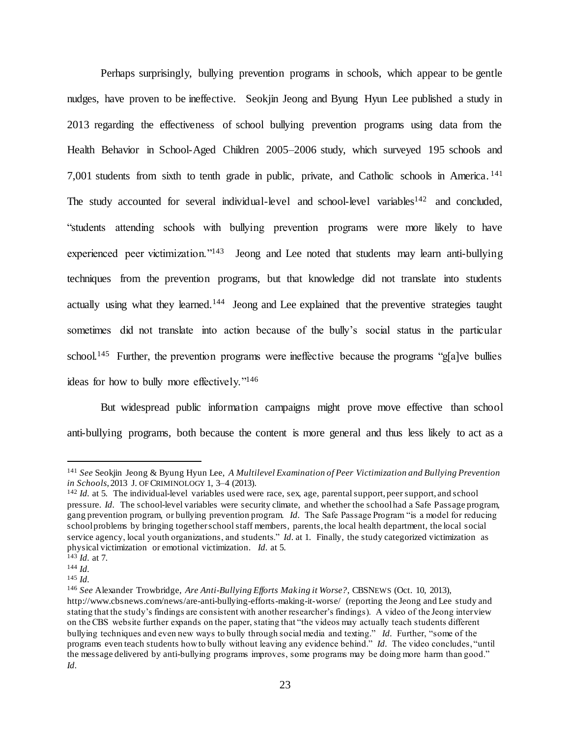Perhaps surprisingly, bullying prevention programs in schools, which appear to be gentle nudges, have proven to be ineffective. Seokjin Jeong and Byung Hyun Lee published a study in 2013 regarding the effectiveness of school bullying prevention programs using data from the Health Behavior in School-Aged Children 2005–2006 study, which surveyed 195 schools and 7,001 students from sixth to tenth grade in public, private, and Catholic schools in America.[141] The study accounted for several individual-level and school-level variables[142] and concluded, "students attending schools with bullying prevention programs were more likely to have experienced peer victimization."[143] Jeong and Lee noted that students may learn anti-bullying techniques from the prevention programs, but that knowledge did not translate into students actually using what they learned.[144] Jeong and Lee explained that the preventive strategies taught sometimes did not translate into action because of the bully's social status in the particular school.[145] Further, the prevention programs were ineffective because the programs "g[a]ve bullies ideas for how to bully more effectively."[146]

But widespread public information campaigns might prove move effective than school anti-bullying programs, both because the content is more general and thus less likely to act as a

---

[141] *See* Seokjin Jeong & Byung Hyun Lee, *A Multilevel Examination of Peer Victimization and Bullying Prevention in Schools*, 2013 J. OF CRIMINOLOGY 1, 3–4 (2013).

[142] *Id.* at 5. The individual-level variables used were race, sex, age, parental support, peer support, and school pressure. *Id.* The school-level variables were security climate, and whether the school had a Safe Passage program, gang prevention program, or bullying prevention program. *Id.* The Safe Passage Program "is a model for reducing school problems by bringing together school staff members, parents, the local health department, the local social service agency, local youth organizations, and students." *Id.* at 1. Finally, the study categorized victimization as physical victimization or emotional victimization. *Id.* at 5.

[143] *Id.* at 7.

[144] *Id.*

[145] *Id.*

[146] *See* Alexander Trowbridge, *Are Anti-Bullying Efforts Making it Worse?*, CBSNEWS (Oct. 10, 2013), http://www.cbsnews.com/news/are-anti-bullying-efforts-making-it-worse/ (reporting the Jeong and Lee study and stating that the study's findings are consistent with another researcher's findings). A video of the Jeong interview on the CBS website further expands on the paper, stating that "the videos may actually teach students different bullying techniques and even new ways to bully through social media and texting." *Id.* Further, "some of the programs even teach students how to bully without leaving any evidence behind." *Id.* The video concludes, "until the message delivered by anti-bullying programs improves, some programs may be doing more harm than good." *Id.*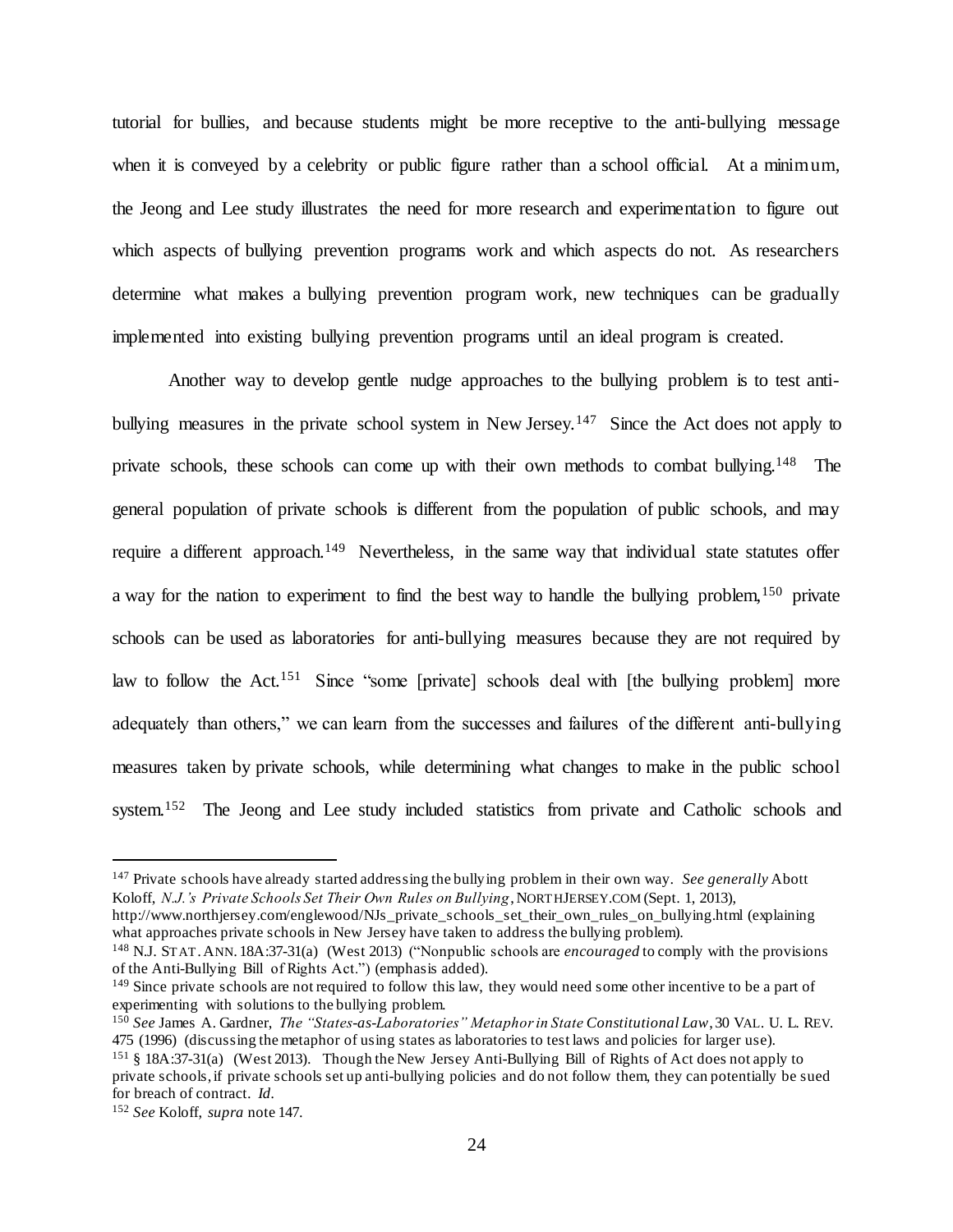tutorial for bullies, and because students might be more receptive to the anti-bullying message when it is conveyed by a celebrity or public figure rather than a school official. At a minimum, the Jeong and Lee study illustrates the need for more research and experimentation to figure out which aspects of bullying prevention programs work and which aspects do not. As researchers determine what makes a bullying prevention program work, new techniques can be gradually implemented into existing bullying prevention programs until an ideal program is created.

Another way to develop gentle nudge approaches to the bullying problem is to test anti-bullying measures in the private school system in New Jersey.[147] Since the Act does not apply to private schools, these schools can come up with their own methods to combat bullying.[148] The general population of private schools is different from the population of public schools, and may require a different approach.[149] Nevertheless, in the same way that individual state statutes offer a way for the nation to experiment to find the best way to handle the bullying problem,[150] private schools can be used as laboratories for anti-bullying measures because they are not required by law to follow the Act.[151] Since "some [private] schools deal with [the bullying problem] more adequately than others," we can learn from the successes and failures of the different anti-bullying measures taken by private schools, while determining what changes to make in the public school system.[152] The Jeong and Lee study included statistics from private and Catholic schools and

---

[147] Private schools have already started addressing the bullying problem in their own way. *See generally* Abott Koloff, *N.J.'s Private Schools Set Their Own Rules on Bullying*, NORTHJERSEY.COM (Sept. 1, 2013), http://www.northjersey.com/englewood/NJs_private_schools_set_their_own_rules_on_bullying.html (explaining what approaches private schools in New Jersey have taken to address the bullying problem).

[148] N.J. STAT. ANN. 18A:37-31(a) (West 2013) ("Nonpublic schools are *encouraged* to comply with the provisions of the Anti-Bullying Bill of Rights Act.") (emphasis added).

[149] Since private schools are not required to follow this law, they would need some other incentive to be a part of experimenting with solutions to the bullying problem.

[150] *See* James A. Gardner, *The "States-as-Laboratories" Metaphor in State Constitutional Law*, 30 VAL. U. L. REV. 475 (1996) (discussing the metaphor of using states as laboratories to test laws and policies for larger use).

[151] § 18A:37-31(a) (West 2013). Though the New Jersey Anti-Bullying Bill of Rights of Act does not apply to private schools, if private schools set up anti-bullying policies and do not follow them, they can potentially be sued for breach of contract. *Id.*

[152] *See* Koloff, *supra* note 147.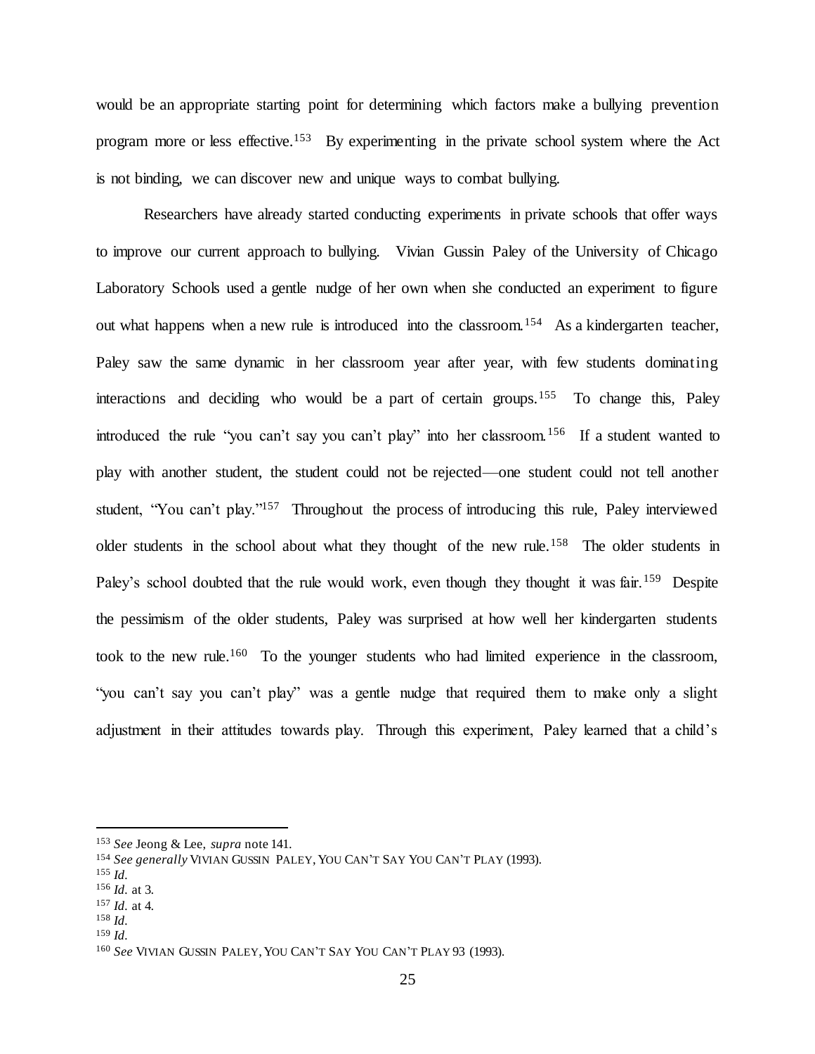would be an appropriate starting point for determining which factors make a bullying prevention program more or less effective.[153] By experimenting in the private school system where the Act is not binding, we can discover new and unique ways to combat bullying.

Researchers have already started conducting experiments in private schools that offer ways to improve our current approach to bullying. Vivian Gussin Paley of the University of Chicago Laboratory Schools used a gentle nudge of her own when she conducted an experiment to figure out what happens when a new rule is introduced into the classroom.[154] As a kindergarten teacher, Paley saw the same dynamic in her classroom year after year, with few students dominating interactions and deciding who would be a part of certain groups.[155] To change this, Paley introduced the rule "you can't say you can't play" into her classroom.[156] If a student wanted to play with another student, the student could not be rejected—one student could not tell another student, "You can't play."[157] Throughout the process of introducing this rule, Paley interviewed older students in the school about what they thought of the new rule.[158] The older students in Paley's school doubted that the rule would work, even though they thought it was fair.[159] Despite the pessimism of the older students, Paley was surprised at how well her kindergarten students took to the new rule.[160] To the younger students who had limited experience in the classroom, "you can't say you can't play" was a gentle nudge that required them to make only a slight adjustment in their attitudes towards play. Through this experiment, Paley learned that a child's

---

[153] *See* Jeong & Lee, *supra* note 141.

[154] *See generally* VIVIAN GUSSIN PALEY, YOU CAN'T SAY YOU CAN'T PLAY (1993).

[155] *Id.*

[156] *Id.* at 3.

[157] *Id.* at 4.

[158] *Id.*

[159] *Id.*

[160] *See* VIVIAN GUSSIN PALEY, YOU CAN'T SAY YOU CAN'T PLAY 93 (1993).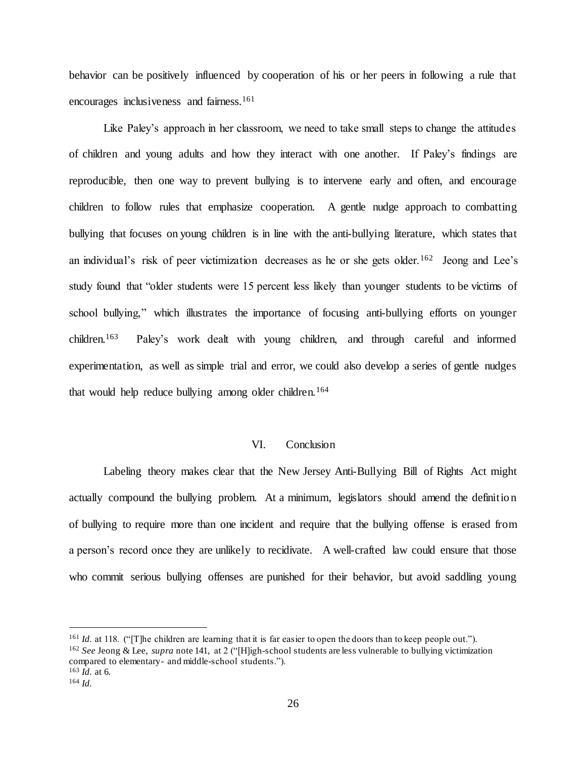behavior can be positively influenced by cooperation of his or her peers in following a rule that encourages inclusiveness and fairness.[161]

Like Paley's approach in her classroom, we need to take small steps to change the attitudes of children and young adults and how they interact with one another. If Paley's findings are reproducible, then one way to prevent bullying is to intervene early and often, and encourage children to follow rules that emphasize cooperation. A gentle nudge approach to combatting bullying that focuses on young children is in line with the anti-bullying literature, which states that an individual's risk of peer victimization decreases as he or she gets older.[162] Jeong and Lee's study found that "older students were 15 percent less likely than younger students to be victims of school bullying," which illustrates the importance of focusing anti-bullying efforts on younger children.[163] Paley's work dealt with young children, and through careful and informed experimentation, as well as simple trial and error, we could also develop a series of gentle nudges that would help reduce bullying among older children.[164]

## VI. Conclusion

Labeling theory makes clear that the New Jersey Anti-Bullying Bill of Rights Act might actually compound the bullying problem. At a minimum, legislators should amend the definition of bullying to require more than one incident and require that the bullying offense is erased from a person's record once they are unlikely to recidivate. A well-crafted law could ensure that those who commit serious bullying offenses are punished for their behavior, but avoid saddling young

---

[161] *Id.* at 118. ("[T]he children are learning that it is far easier to open the doors than to keep people out.").

[162] *See* Jeong & Lee, *supra* note 141, at 2 ("[H]igh-school students are less vulnerable to bullying victimization compared to elementary- and middle-school students.").

[163] *Id.* at 6.

[164] *Id.*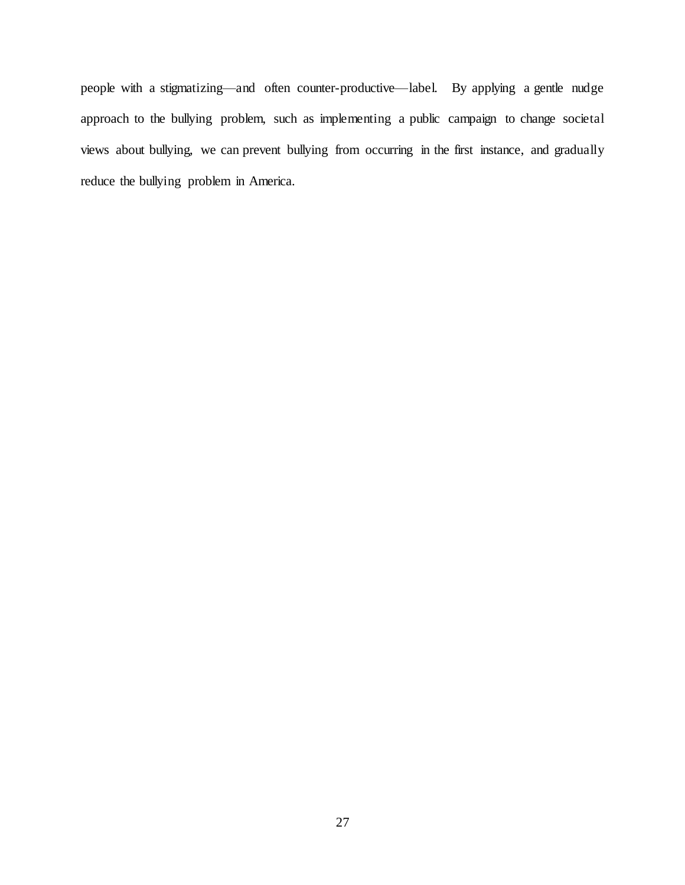people with a stigmatizing—and often counter-productive—label. By applying a gentle nudge approach to the bullying problem, such as implementing a public campaign to change societal views about bullying, we can prevent bullying from occurring in the first instance, and gradually reduce the bullying problem in America.